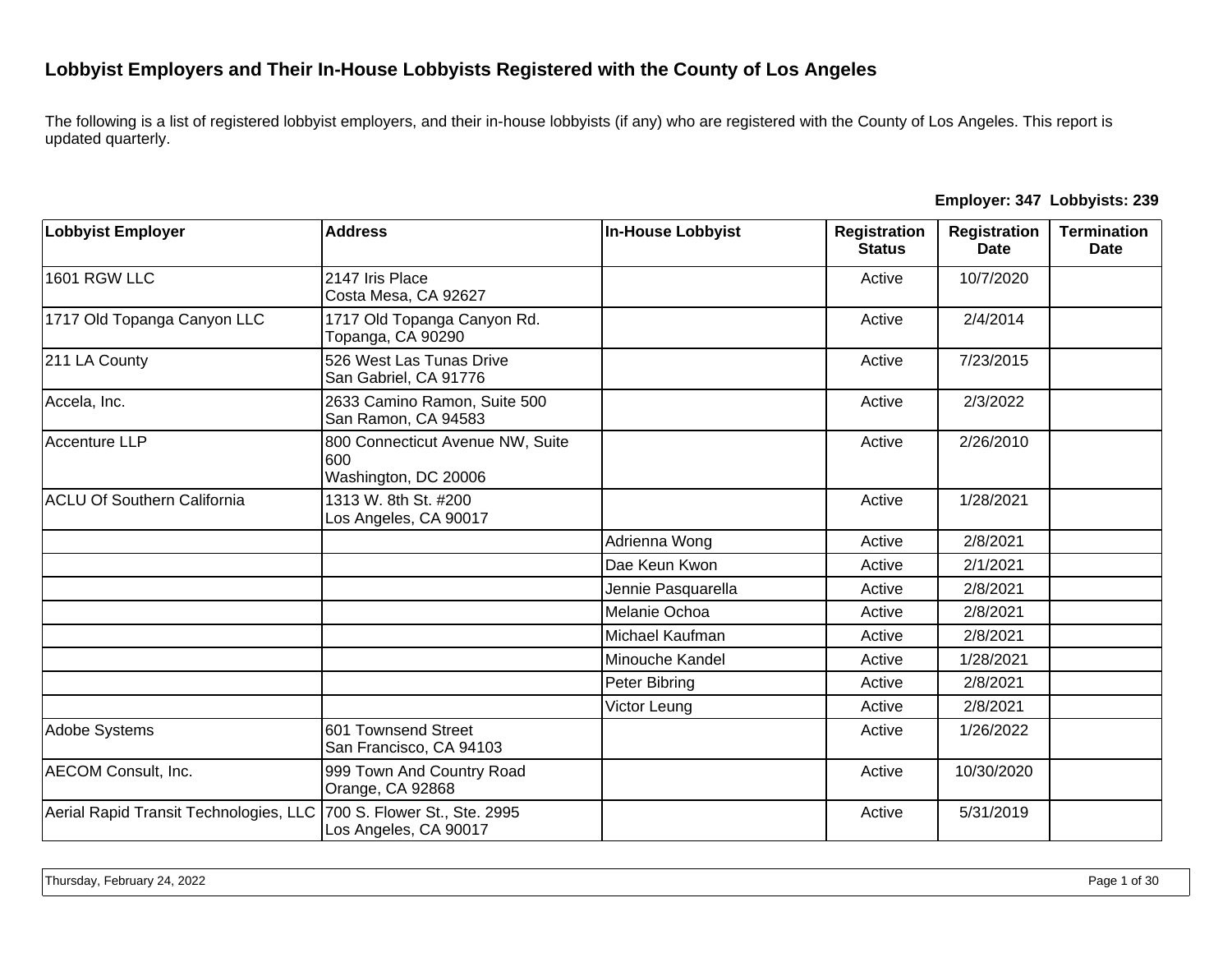# Lobbyist Employers and Their In-House Lobbyists Registered with the County of Los Angeles

The following is a list of registered lobbyist employers, and their in-house lobbyists (if any) who are registered with the County of Los Angeles. This report is updated quarterly.

**Employer: 347 Lobbyists: 239**

| Lobbyist Employer | Address | In-House Lobbyist | Registration Status | Registration Date | Termination Date |
|---|---|---|---|---|---|
| 1601 RGW LLC | 2147 Iris Place<br>Costa Mesa, CA 92627 | | Active | 10/7/2020 | |
| 1717 Old Topanga Canyon LLC | 1717 Old Topanga Canyon Rd.<br>Topanga, CA 90290 | | Active | 2/4/2014 | |
| 211 LA County | 526 West Las Tunas Drive<br>San Gabriel, CA 91776 | | Active | 7/23/2015 | |
| Accela, Inc. | 2633 Camino Ramon, Suite 500<br>San Ramon, CA 94583 | | Active | 2/3/2022 | |
| Accenture LLP | 800 Connecticut Avenue NW, Suite 600<br>Washington, DC 20006 | | Active | 2/26/2010 | |
| ACLU Of Southern California | 1313 W. 8th St. #200<br>Los Angeles, CA 90017 | | Active | 1/28/2021 | |
| | | Adrienna Wong | Active | 2/8/2021 | |
| | | Dae Keun Kwon | Active | 2/1/2021 | |
| | | Jennie Pasquarella | Active | 2/8/2021 | |
| | | Melanie Ochoa | Active | 2/8/2021 | |
| | | Michael Kaufman | Active | 2/8/2021 | |
| | | Minouche Kandel | Active | 1/28/2021 | |
| | | Peter Bibring | Active | 2/8/2021 | |
| | | Victor Leung | Active | 2/8/2021 | |
| Adobe Systems | 601 Townsend Street<br>San Francisco, CA 94103 | | Active | 1/26/2022 | |
| AECOM Consult, Inc. | 999 Town And Country Road<br>Orange, CA 92868 | | Active | 10/30/2020 | |
| Aerial Rapid Transit Technologies, LLC | 700 S. Flower St., Ste. 2995<br>Los Angeles, CA 90017 | | Active | 5/31/2019 | |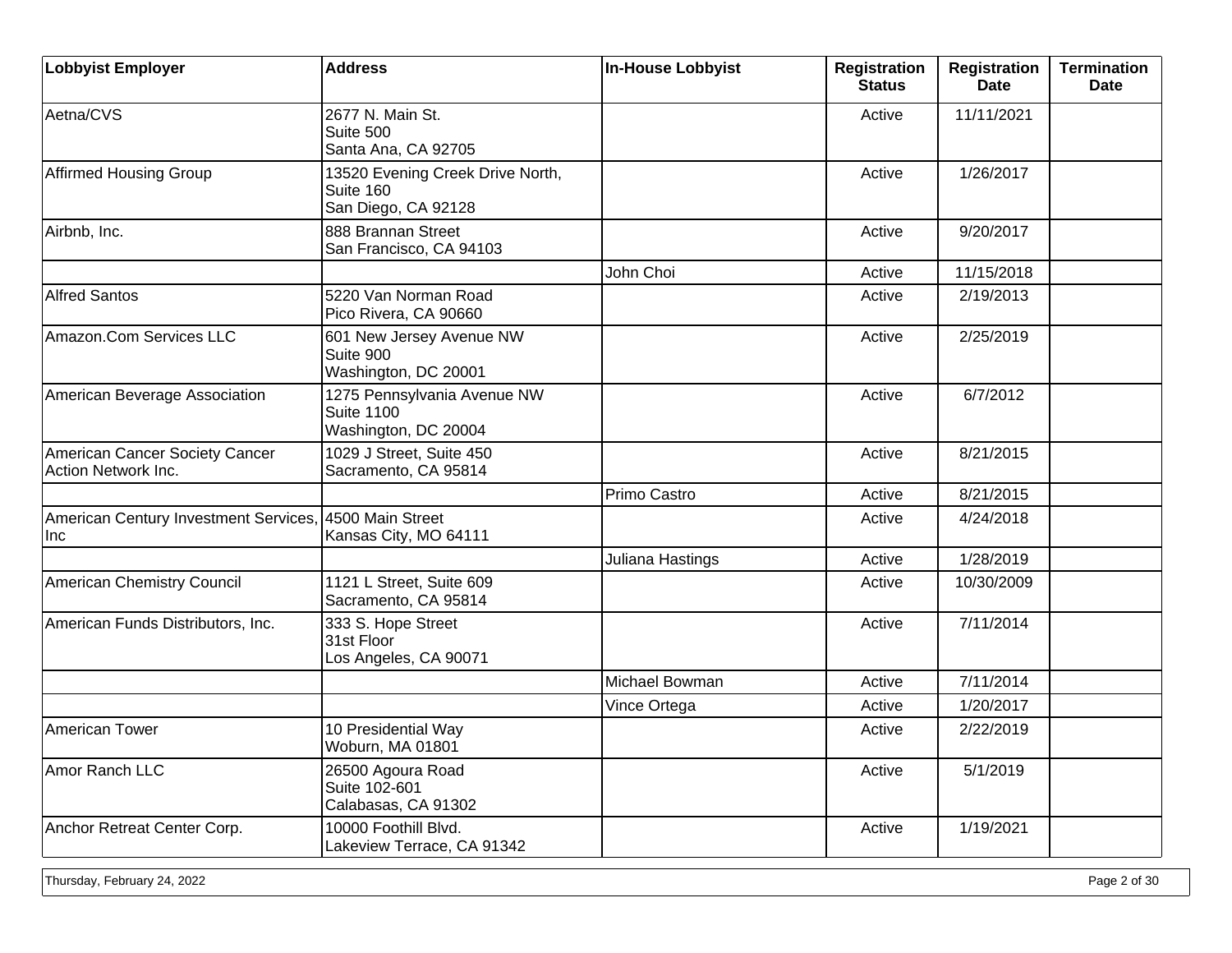| Lobbyist Employer | Address | In-House Lobbyist | Registration Status | Registration Date | Termination Date |
|---|---|---|---|---|---|
| Aetna/CVS | 2677 N. Main St.<br>Suite 500<br>Santa Ana, CA 92705 | | Active | 11/11/2021 | |
| Affirmed Housing Group | 13520 Evening Creek Drive North, Suite 160<br>San Diego, CA 92128 | | Active | 1/26/2017 | |
| Airbnb, Inc. | 888 Brannan Street<br>San Francisco, CA 94103 | | Active | 9/20/2017 | |
| | | John Choi | Active | 11/15/2018 | |
| Alfred Santos | 5220 Van Norman Road<br>Pico Rivera, CA 90660 | | Active | 2/19/2013 | |
| Amazon.Com Services LLC | 601 New Jersey Avenue NW<br>Suite 900<br>Washington, DC 20001 | | Active | 2/25/2019 | |
| American Beverage Association | 1275 Pennsylvania Avenue NW<br>Suite 1100<br>Washington, DC 20004 | | Active | 6/7/2012 | |
| American Cancer Society Cancer Action Network Inc. | 1029 J Street, Suite 450<br>Sacramento, CA 95814 | | Active | 8/21/2015 | |
| | | Primo Castro | Active | 8/21/2015 | |
| American Century Investment Services, Inc | 4500 Main Street<br>Kansas City, MO 64111 | | Active | 4/24/2018 | |
| | | Juliana Hastings | Active | 1/28/2019 | |
| American Chemistry Council | 1121 L Street, Suite 609<br>Sacramento, CA 95814 | | Active | 10/30/2009 | |
| American Funds Distributors, Inc. | 333 S. Hope Street<br>31st Floor<br>Los Angeles, CA 90071 | | Active | 7/11/2014 | |
| | | Michael Bowman | Active | 7/11/2014 | |
| | | Vince Ortega | Active | 1/20/2017 | |
| American Tower | 10 Presidential Way<br>Woburn, MA 01801 | | Active | 2/22/2019 | |
| Amor Ranch LLC | 26500 Agoura Road<br>Suite 102-601<br>Calabasas, CA 91302 | | Active | 5/1/2019 | |
| Anchor Retreat Center Corp. | 10000 Foothill Blvd.<br>Lakeview Terrace, CA 91342 | | Active | 1/19/2021 | |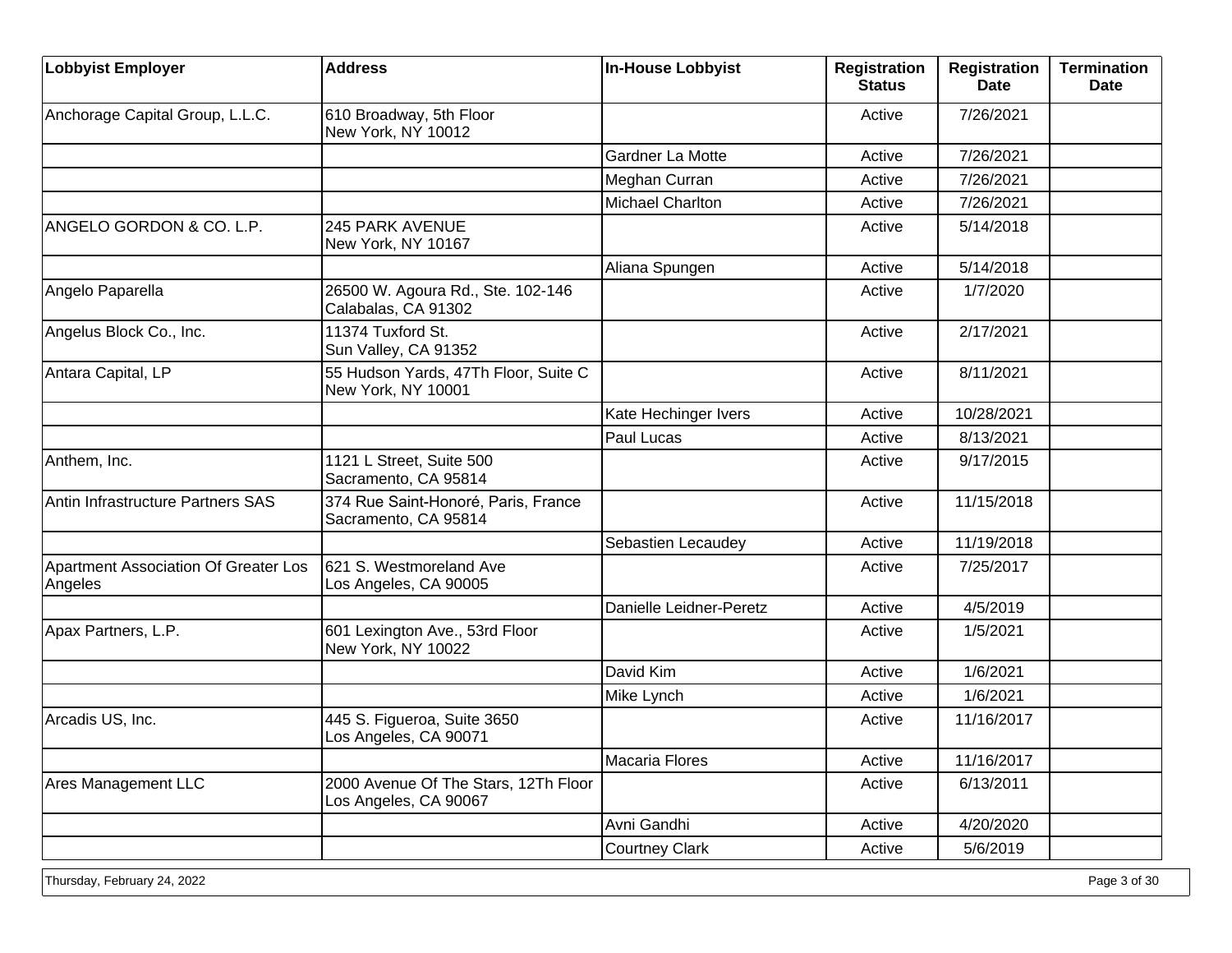| Lobbyist Employer | Address | In-House Lobbyist | Registration Status | Registration Date | Termination Date |
|---|---|---|---|---|---|
| Anchorage Capital Group, L.L.C. | 610 Broadway, 5th Floor<br>New York, NY 10012 | | Active | 7/26/2021 | |
| | | Gardner La Motte | Active | 7/26/2021 | |
| | | Meghan Curran | Active | 7/26/2021 | |
| | | Michael Charlton | Active | 7/26/2021 | |
| ANGELO GORDON & CO. L.P. | 245 PARK AVENUE<br>New York, NY 10167 | | Active | 5/14/2018 | |
| | | Aliana Spungen | Active | 5/14/2018 | |
| Angelo Paparella | 26500 W. Agoura Rd., Ste. 102-146<br>Calabalas, CA 91302 | | Active | 1/7/2020 | |
| Angelus Block Co., Inc. | 11374 Tuxford St.<br>Sun Valley, CA 91352 | | Active | 2/17/2021 | |
| Antara Capital, LP | 55 Hudson Yards, 47Th Floor, Suite C<br>New York, NY 10001 | | Active | 8/11/2021 | |
| | | Kate Hechinger Ivers | Active | 10/28/2021 | |
| | | Paul Lucas | Active | 8/13/2021 | |
| Anthem, Inc. | 1121 L Street, Suite 500<br>Sacramento, CA 95814 | | Active | 9/17/2015 | |
| Antin Infrastructure Partners SAS | 374 Rue Saint-Honoré, Paris, France<br>Sacramento, CA 95814 | | Active | 11/15/2018 | |
| | | Sebastien Lecaudey | Active | 11/19/2018 | |
| Apartment Association Of Greater Los Angeles | 621 S. Westmoreland Ave<br>Los Angeles, CA 90005 | | Active | 7/25/2017 | |
| | | Danielle Leidner-Peretz | Active | 4/5/2019 | |
| Apax Partners, L.P. | 601 Lexington Ave., 53rd Floor<br>New York, NY 10022 | | Active | 1/5/2021 | |
| | | David Kim | Active | 1/6/2021 | |
| | | Mike Lynch | Active | 1/6/2021 | |
| Arcadis US, Inc. | 445 S. Figueroa, Suite 3650<br>Los Angeles, CA 90071 | | Active | 11/16/2017 | |
| | | Macaria Flores | Active | 11/16/2017 | |
| Ares Management LLC | 2000 Avenue Of The Stars, 12Th Floor<br>Los Angeles, CA 90067 | | Active | 6/13/2011 | |
| | | Avni Gandhi | Active | 4/20/2020 | |
| | | Courtney Clark | Active | 5/6/2019 | |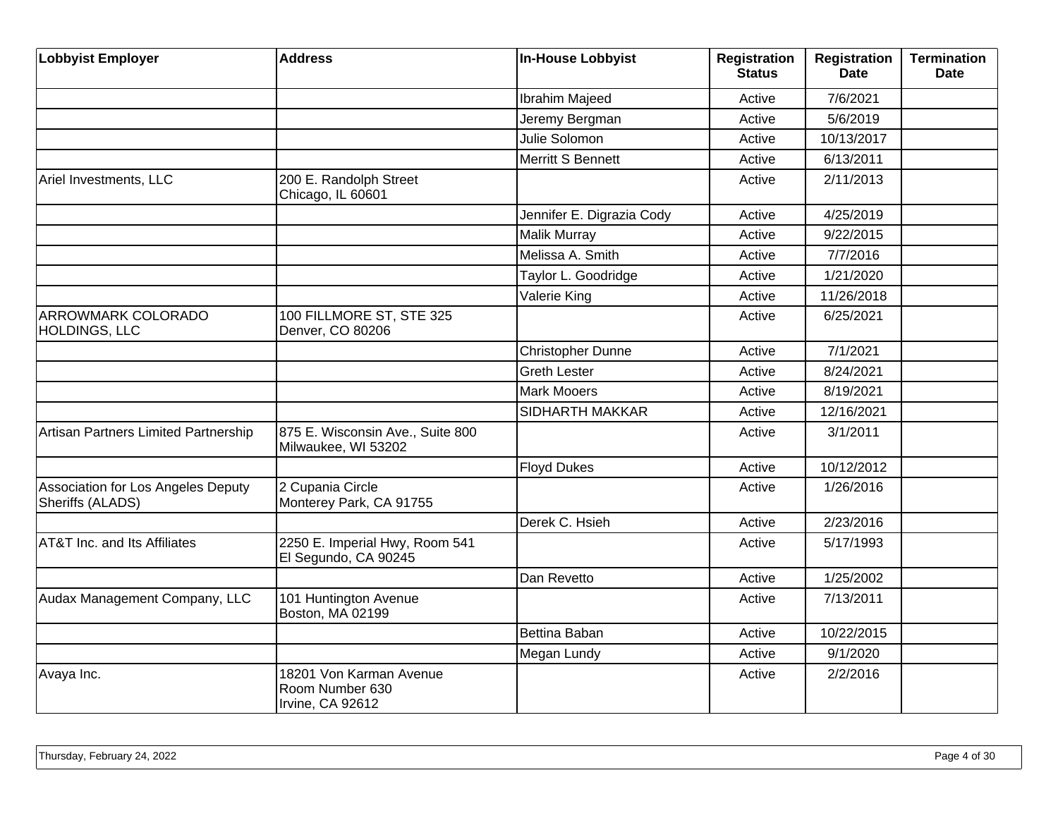| Lobbyist Employer | Address | In-House Lobbyist | Registration Status | Registration Date | Termination Date |
| --- | --- | --- | --- | --- | --- |
| | | Ibrahim Majeed | Active | 7/6/2021 | |
| | | Jeremy Bergman | Active | 5/6/2019 | |
| | | Julie Solomon | Active | 10/13/2017 | |
| | | Merritt S Bennett | Active | 6/13/2011 | |
| Ariel Investments, LLC | 200 E. Randolph Street<br>Chicago, IL 60601 | | Active | 2/11/2013 | |
| | | Jennifer E. Digrazia Cody | Active | 4/25/2019 | |
| | | Malik Murray | Active | 9/22/2015 | |
| | | Melissa A. Smith | Active | 7/7/2016 | |
| | | Taylor L. Goodridge | Active | 1/21/2020 | |
| | | Valerie King | Active | 11/26/2018 | |
| ARROWMARK COLORADO HOLDINGS, LLC | 100 FILLMORE ST, STE 325<br>Denver, CO 80206 | | Active | 6/25/2021 | |
| | | Christopher Dunne | Active | 7/1/2021 | |
| | | Greth Lester | Active | 8/24/2021 | |
| | | Mark Mooers | Active | 8/19/2021 | |
| | | SIDHARTH MAKKAR | Active | 12/16/2021 | |
| Artisan Partners Limited Partnership | 875 E. Wisconsin Ave., Suite 800<br>Milwaukee, WI 53202 | | Active | 3/1/2011 | |
| | | Floyd Dukes | Active | 10/12/2012 | |
| Association for Los Angeles Deputy Sheriffs (ALADS) | 2 Cupania Circle<br>Monterey Park, CA 91755 | | Active | 1/26/2016 | |
| | | Derek C. Hsieh | Active | 2/23/2016 | |
| AT&T Inc. and Its Affiliates | 2250 E. Imperial Hwy, Room 541<br>El Segundo, CA 90245 | | Active | 5/17/1993 | |
| | | Dan Revetto | Active | 1/25/2002 | |
| Audax Management Company, LLC | 101 Huntington Avenue<br>Boston, MA 02199 | | Active | 7/13/2011 | |
| | | Bettina Baban | Active | 10/22/2015 | |
| | | Megan Lundy | Active | 9/1/2020 | |
| Avaya Inc. | 18201 Von Karman Avenue<br>Room Number 630<br>Irvine, CA 92612 | | Active | 2/2/2016 | |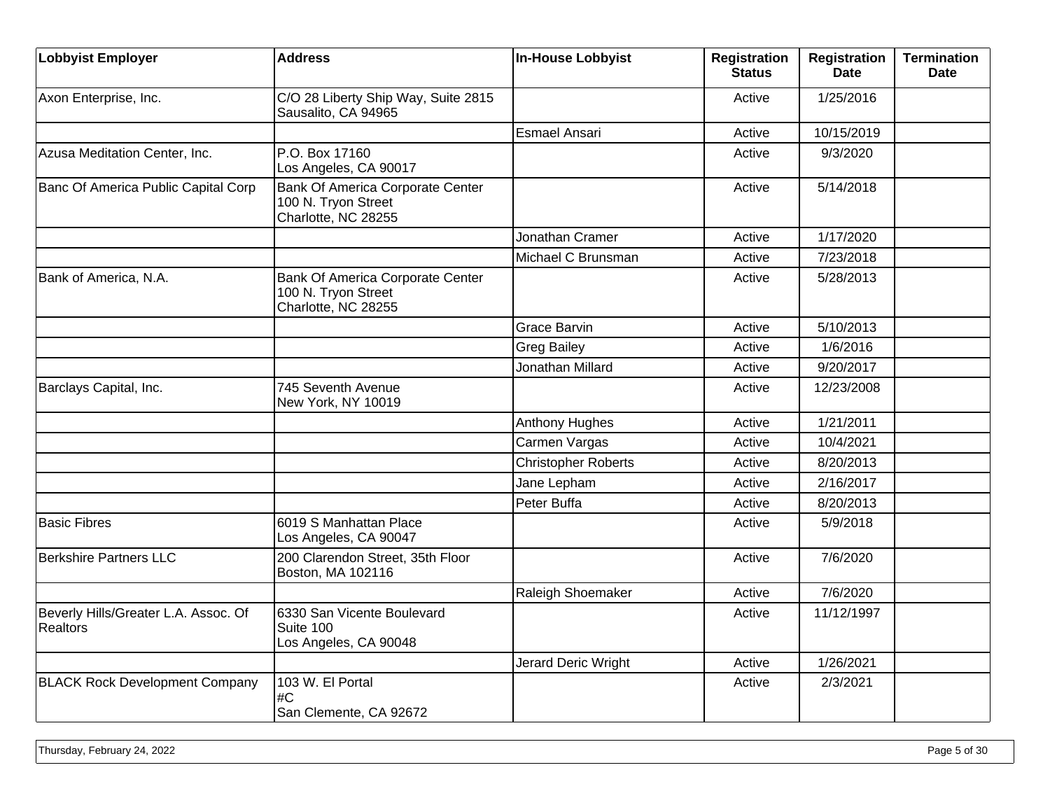| Lobbyist Employer | Address | In-House Lobbyist | Registration Status | Registration Date | Termination Date |
|---|---|---|---|---|---|
| Axon Enterprise, Inc. | C/O 28 Liberty Ship Way, Suite 2815<br>Sausalito, CA 94965 | | Active | 1/25/2016 | |
| | | Esmael Ansari | Active | 10/15/2019 | |
| Azusa Meditation Center, Inc. | P.O. Box 17160<br>Los Angeles, CA 90017 | | Active | 9/3/2020 | |
| Banc Of America Public Capital Corp | Bank Of America Corporate Center<br>100 N. Tryon Street<br>Charlotte, NC 28255 | | Active | 5/14/2018 | |
| | | Jonathan Cramer | Active | 1/17/2020 | |
| | | Michael C Brunsman | Active | 7/23/2018 | |
| Bank of America, N.A. | Bank Of America Corporate Center<br>100 N. Tryon Street<br>Charlotte, NC 28255 | | Active | 5/28/2013 | |
| | | Grace Barvin | Active | 5/10/2013 | |
| | | Greg Bailey | Active | 1/6/2016 | |
| | | Jonathan Millard | Active | 9/20/2017 | |
| Barclays Capital, Inc. | 745 Seventh Avenue<br>New York, NY 10019 | | Active | 12/23/2008 | |
| | | Anthony Hughes | Active | 1/21/2011 | |
| | | Carmen Vargas | Active | 10/4/2021 | |
| | | Christopher Roberts | Active | 8/20/2013 | |
| | | Jane Lepham | Active | 2/16/2017 | |
| | | Peter Buffa | Active | 8/20/2013 | |
| Basic Fibres | 6019 S Manhattan Place<br>Los Angeles, CA 90047 | | Active | 5/9/2018 | |
| Berkshire Partners LLC | 200 Clarendon Street, 35th Floor<br>Boston, MA 102116 | | Active | 7/6/2020 | |
| | | Raleigh Shoemaker | Active | 7/6/2020 | |
| Beverly Hills/Greater L.A. Assoc. Of Realtors | 6330 San Vicente Boulevard<br>Suite 100<br>Los Angeles, CA 90048 | | Active | 11/12/1997 | |
| | | Jerard Deric Wright | Active | 1/26/2021 | |
| BLACK Rock Development Company | 103 W. El Portal<br>#C<br>San Clemente, CA 92672 | | Active | 2/3/2021 | |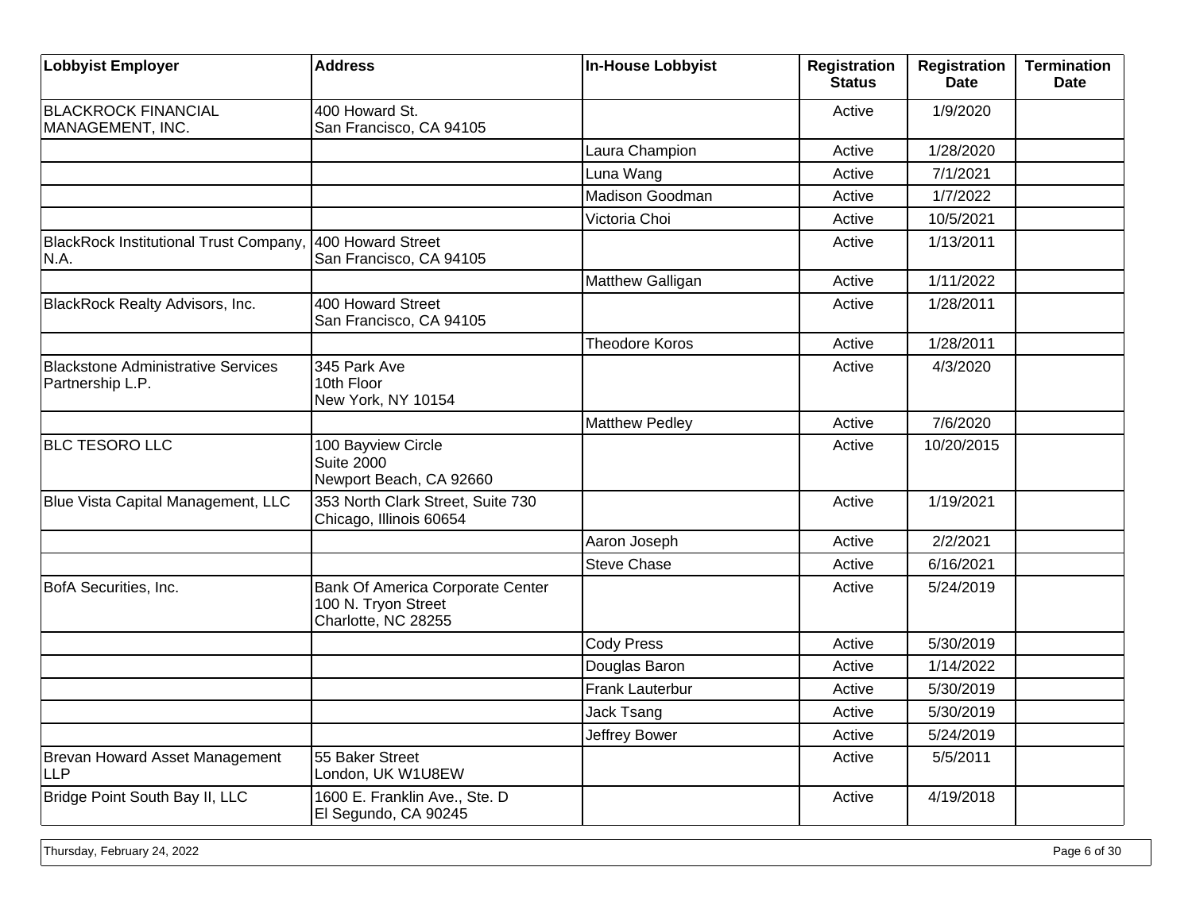| Lobbyist Employer | Address | In-House Lobbyist | Registration Status | Registration Date | Termination Date |
|---|---|---|---|---|---|
| BLACKROCK FINANCIAL MANAGEMENT, INC. | 400 Howard St.<br>San Francisco, CA 94105 | | Active | 1/9/2020 | |
| | | Laura Champion | Active | 1/28/2020 | |
| | | Luna Wang | Active | 7/1/2021 | |
| | | Madison Goodman | Active | 1/7/2022 | |
| | | Victoria Choi | Active | 10/5/2021 | |
| BlackRock Institutional Trust Company, N.A. | 400 Howard Street<br>San Francisco, CA 94105 | | Active | 1/13/2011 | |
| | | Matthew Galligan | Active | 1/11/2022 | |
| BlackRock Realty Advisors, Inc. | 400 Howard Street<br>San Francisco, CA 94105 | | Active | 1/28/2011 | |
| | | Theodore Koros | Active | 1/28/2011 | |
| Blackstone Administrative Services Partnership L.P. | 345 Park Ave<br>10th Floor<br>New York, NY 10154 | | Active | 4/3/2020 | |
| | | Matthew Pedley | Active | 7/6/2020 | |
| BLC TESORO LLC | 100 Bayview Circle<br>Suite 2000<br>Newport Beach, CA 92660 | | Active | 10/20/2015 | |
| Blue Vista Capital Management, LLC | 353 North Clark Street, Suite 730<br>Chicago, Illinois 60654 | | Active | 1/19/2021 | |
| | | Aaron Joseph | Active | 2/2/2021 | |
| | | Steve Chase | Active | 6/16/2021 | |
| BofA Securities, Inc. | Bank Of America Corporate Center<br>100 N. Tryon Street<br>Charlotte, NC 28255 | | Active | 5/24/2019 | |
| | | Cody Press | Active | 5/30/2019 | |
| | | Douglas Baron | Active | 1/14/2022 | |
| | | Frank Lauterbur | Active | 5/30/2019 | |
| | | Jack Tsang | Active | 5/30/2019 | |
| | | Jeffrey Bower | Active | 5/24/2019 | |
| Brevan Howard Asset Management LLP | 55 Baker Street<br>London, UK W1U8EW | | Active | 5/5/2011 | |
| Bridge Point South Bay II, LLC | 1600 E. Franklin Ave., Ste. D<br>El Segundo, CA 90245 | | Active | 4/19/2018 | |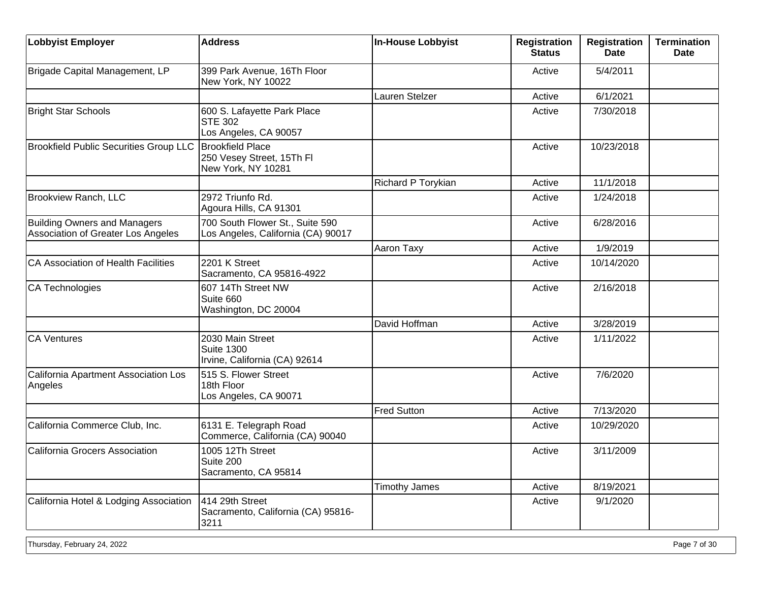| Lobbyist Employer | Address | In-House Lobbyist | Registration Status | Registration Date | Termination Date |
|---|---|---|---|---|---|
| Brigade Capital Management, LP | 399 Park Avenue, 16Th Floor<br>New York, NY 10022 | | Active | 5/4/2011 | |
| | | Lauren Stelzer | Active | 6/1/2021 | |
| Bright Star Schools | 600 S. Lafayette Park Place<br>STE 302<br>Los Angeles, CA 90057 | | Active | 7/30/2018 | |
| Brookfield Public Securities Group LLC | Brookfield Place<br>250 Vesey Street, 15Th Fl<br>New York, NY 10281 | | Active | 10/23/2018 | |
| | | Richard P Torykian | Active | 11/1/2018 | |
| Brookview Ranch, LLC | 2972 Triunfo Rd.<br>Agoura Hills, CA 91301 | | Active | 1/24/2018 | |
| Building Owners and Managers Association of Greater Los Angeles | 700 South Flower St., Suite 590<br>Los Angeles, California (CA) 90017 | | Active | 6/28/2016 | |
| | | Aaron Taxy | Active | 1/9/2019 | |
| CA Association of Health Facilities | 2201 K Street<br>Sacramento, CA 95816-4922 | | Active | 10/14/2020 | |
| CA Technologies | 607 14Th Street NW<br>Suite 660<br>Washington, DC 20004 | | Active | 2/16/2018 | |
| | | David Hoffman | Active | 3/28/2019 | |
| CA Ventures | 2030 Main Street<br>Suite 1300<br>Irvine, California (CA) 92614 | | Active | 1/11/2022 | |
| California Apartment Association Los Angeles | 515 S. Flower Street<br>18th Floor<br>Los Angeles, CA 90071 | | Active | 7/6/2020 | |
| | | Fred Sutton | Active | 7/13/2020 | |
| California Commerce Club, Inc. | 6131 E. Telegraph Road<br>Commerce, California (CA) 90040 | | Active | 10/29/2020 | |
| California Grocers Association | 1005 12Th Street<br>Suite 200<br>Sacramento, CA 95814 | | Active | 3/11/2009 | |
| | | Timothy James | Active | 8/19/2021 | |
| California Hotel & Lodging Association | 414 29th Street<br>Sacramento, California (CA) 95816-3211 | | Active | 9/1/2020 | |

Thursday, February 24, 2022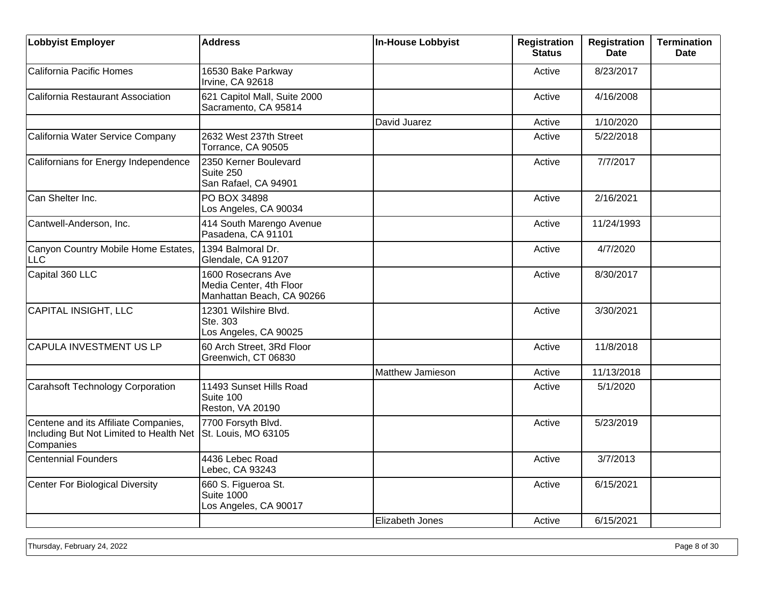| Lobbyist Employer | Address | In-House Lobbyist | Registration Status | Registration Date | Termination Date |
| --- | --- | --- | --- | --- | --- |
| California Pacific Homes | 16530 Bake Parkway<br>Irvine, CA 92618 | | Active | 8/23/2017 | |
| California Restaurant Association | 621 Capitol Mall, Suite 2000<br>Sacramento, CA 95814 | | Active | 4/16/2008 | |
| | | David Juarez | Active | 1/10/2020 | |
| California Water Service Company | 2632 West 237th Street<br>Torrance, CA 90505 | | Active | 5/22/2018 | |
| Californians for Energy Independence | 2350 Kerner Boulevard<br>Suite 250<br>San Rafael, CA 94901 | | Active | 7/7/2017 | |
| Can Shelter Inc. | PO BOX 34898<br>Los Angeles, CA 90034 | | Active | 2/16/2021 | |
| Cantwell-Anderson, Inc. | 414 South Marengo Avenue<br>Pasadena, CA 91101 | | Active | 11/24/1993 | |
| Canyon Country Mobile Home Estates, LLC | 1394 Balmoral Dr.<br>Glendale, CA 91207 | | Active | 4/7/2020 | |
| Capital 360 LLC | 1600 Rosecrans Ave<br>Media Center, 4th Floor<br>Manhattan Beach, CA 90266 | | Active | 8/30/2017 | |
| CAPITAL INSIGHT, LLC | 12301 Wilshire Blvd.<br>Ste. 303<br>Los Angeles, CA 90025 | | Active | 3/30/2021 | |
| CAPULA INVESTMENT US LP | 60 Arch Street, 3Rd Floor<br>Greenwich, CT 06830 | | Active | 11/8/2018 | |
| | | Matthew Jamieson | Active | 11/13/2018 | |
| Carahsoft Technology Corporation | 11493 Sunset Hills Road<br>Suite 100<br>Reston, VA 20190 | | Active | 5/1/2020 | |
| Centene and its Affiliate Companies, Including But Not Limited to Health Net Companies | 7700 Forsyth Blvd.<br>St. Louis, MO 63105 | | Active | 5/23/2019 | |
| Centennial Founders | 4436 Lebec Road<br>Lebec, CA 93243 | | Active | 3/7/2013 | |
| Center For Biological Diversity | 660 S. Figueroa St.<br>Suite 1000<br>Los Angeles, CA 90017 | | Active | 6/15/2021 | |
| | | Elizabeth Jones | Active | 6/15/2021 | |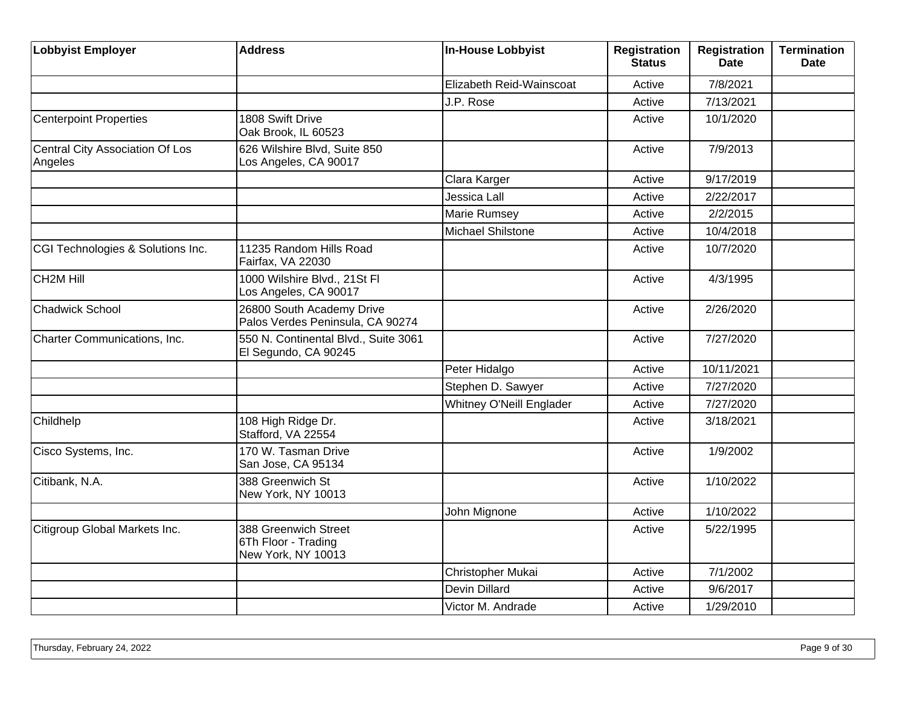| Lobbyist Employer | Address | In-House Lobbyist | Registration Status | Registration Date | Termination Date |
|---|---|---|---|---|---|
| | | Elizabeth Reid-Wainscoat | Active | 7/8/2021 | |
| | | J.P. Rose | Active | 7/13/2021 | |
| Centerpoint Properties | 1808 Swift Drive<br>Oak Brook, IL 60523 | | Active | 10/1/2020 | |
| Central City Association Of Los Angeles | 626 Wilshire Blvd, Suite 850<br>Los Angeles, CA 90017 | | Active | 7/9/2013 | |
| | | Clara Karger | Active | 9/17/2019 | |
| | | Jessica Lall | Active | 2/22/2017 | |
| | | Marie Rumsey | Active | 2/2/2015 | |
| | | Michael Shilstone | Active | 10/4/2018 | |
| CGI Technologies & Solutions Inc. | 11235 Random Hills Road<br>Fairfax, VA 22030 | | Active | 10/7/2020 | |
| CH2M Hill | 1000 Wilshire Blvd., 21St Fl<br>Los Angeles, CA 90017 | | Active | 4/3/1995 | |
| Chadwick School | 26800 South Academy Drive<br>Palos Verdes Peninsula, CA 90274 | | Active | 2/26/2020 | |
| Charter Communications, Inc. | 550 N. Continental Blvd., Suite 3061<br>El Segundo, CA 90245 | | Active | 7/27/2020 | |
| | | Peter Hidalgo | Active | 10/11/2021 | |
| | | Stephen D. Sawyer | Active | 7/27/2020 | |
| | | Whitney O'Neill Englader | Active | 7/27/2020 | |
| Childhelp | 108 High Ridge Dr.<br>Stafford, VA 22554 | | Active | 3/18/2021 | |
| Cisco Systems, Inc. | 170 W. Tasman Drive<br>San Jose, CA 95134 | | Active | 1/9/2002 | |
| Citibank, N.A. | 388 Greenwich St<br>New York, NY 10013 | | Active | 1/10/2022 | |
| | | John Mignone | Active | 1/10/2022 | |
| Citigroup Global Markets Inc. | 388 Greenwich Street<br>6Th Floor - Trading<br>New York, NY 10013 | | Active | 5/22/1995 | |
| | | Christopher Mukai | Active | 7/1/2002 | |
| | | Devin Dillard | Active | 9/6/2017 | |
| | | Victor M. Andrade | Active | 1/29/2010 | |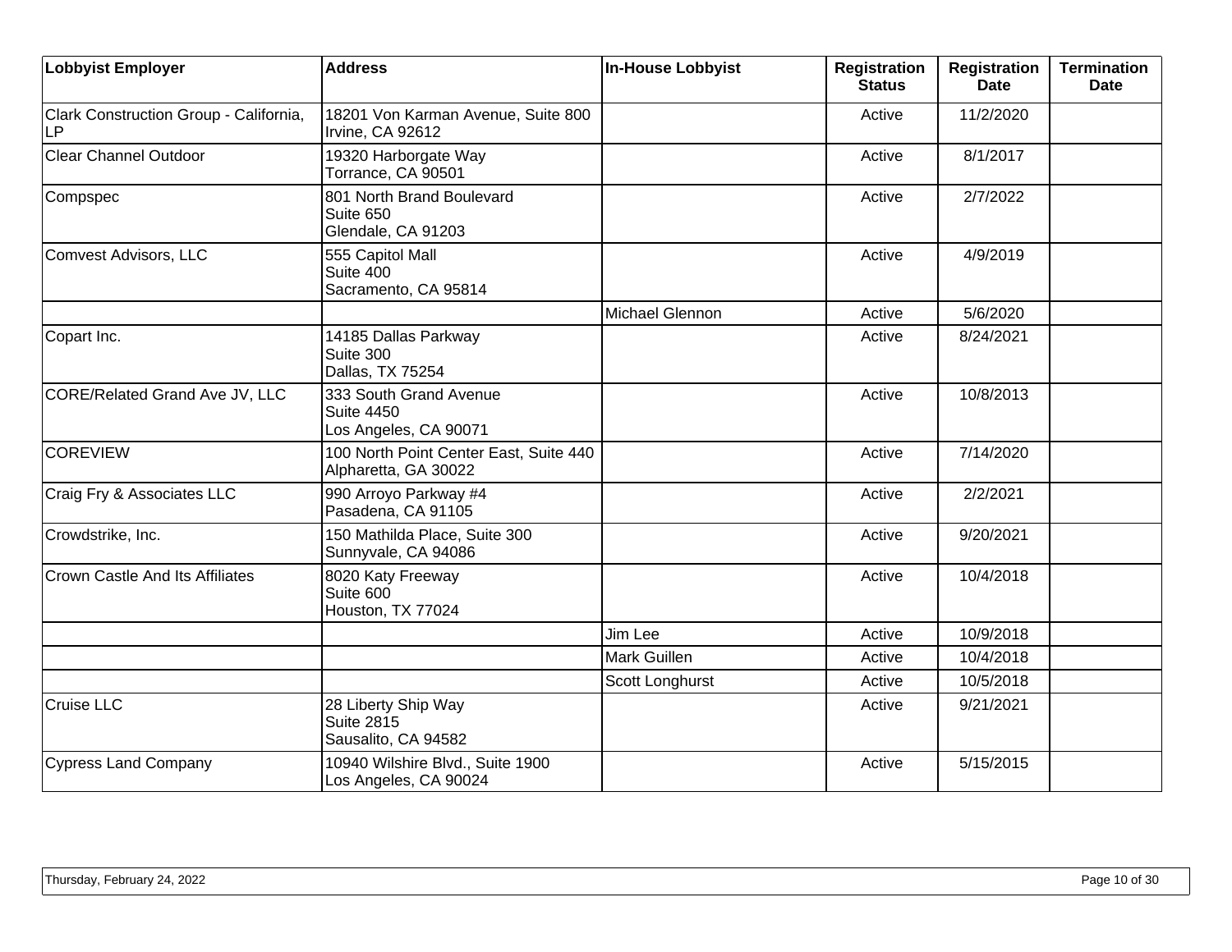| Lobbyist Employer | Address | In-House Lobbyist | Registration Status | Registration Date | Termination Date |
|---|---|---|---|---|---|
| Clark Construction Group - California, LP | 18201 Von Karman Avenue, Suite 800<br>Irvine, CA 92612 | | Active | 11/2/2020 | |
| Clear Channel Outdoor | 19320 Harborgate Way<br>Torrance, CA 90501 | | Active | 8/1/2017 | |
| Compspec | 801 North Brand Boulevard<br>Suite 650<br>Glendale, CA 91203 | | Active | 2/7/2022 | |
| Comvest Advisors, LLC | 555 Capitol Mall<br>Suite 400<br>Sacramento, CA 95814 | | Active | 4/9/2019 | |
| | | Michael Glennon | Active | 5/6/2020 | |
| Copart Inc. | 14185 Dallas Parkway<br>Suite 300<br>Dallas, TX 75254 | | Active | 8/24/2021 | |
| CORE/Related Grand Ave JV, LLC | 333 South Grand Avenue<br>Suite 4450<br>Los Angeles, CA 90071 | | Active | 10/8/2013 | |
| COREVIEW | 100 North Point Center East, Suite 440<br>Alpharetta, GA 30022 | | Active | 7/14/2020 | |
| Craig Fry & Associates LLC | 990 Arroyo Parkway #4<br>Pasadena, CA 91105 | | Active | 2/2/2021 | |
| Crowdstrike, Inc. | 150 Mathilda Place, Suite 300<br>Sunnyvale, CA 94086 | | Active | 9/20/2021 | |
| Crown Castle And Its Affiliates | 8020 Katy Freeway<br>Suite 600<br>Houston, TX 77024 | | Active | 10/4/2018 | |
| | | Jim Lee | Active | 10/9/2018 | |
| | | Mark Guillen | Active | 10/4/2018 | |
| | | Scott Longhurst | Active | 10/5/2018 | |
| Cruise LLC | 28 Liberty Ship Way<br>Suite 2815<br>Sausalito, CA 94582 | | Active | 9/21/2021 | |
| Cypress Land Company | 10940 Wilshire Blvd., Suite 1900<br>Los Angeles, CA 90024 | | Active | 5/15/2015 | |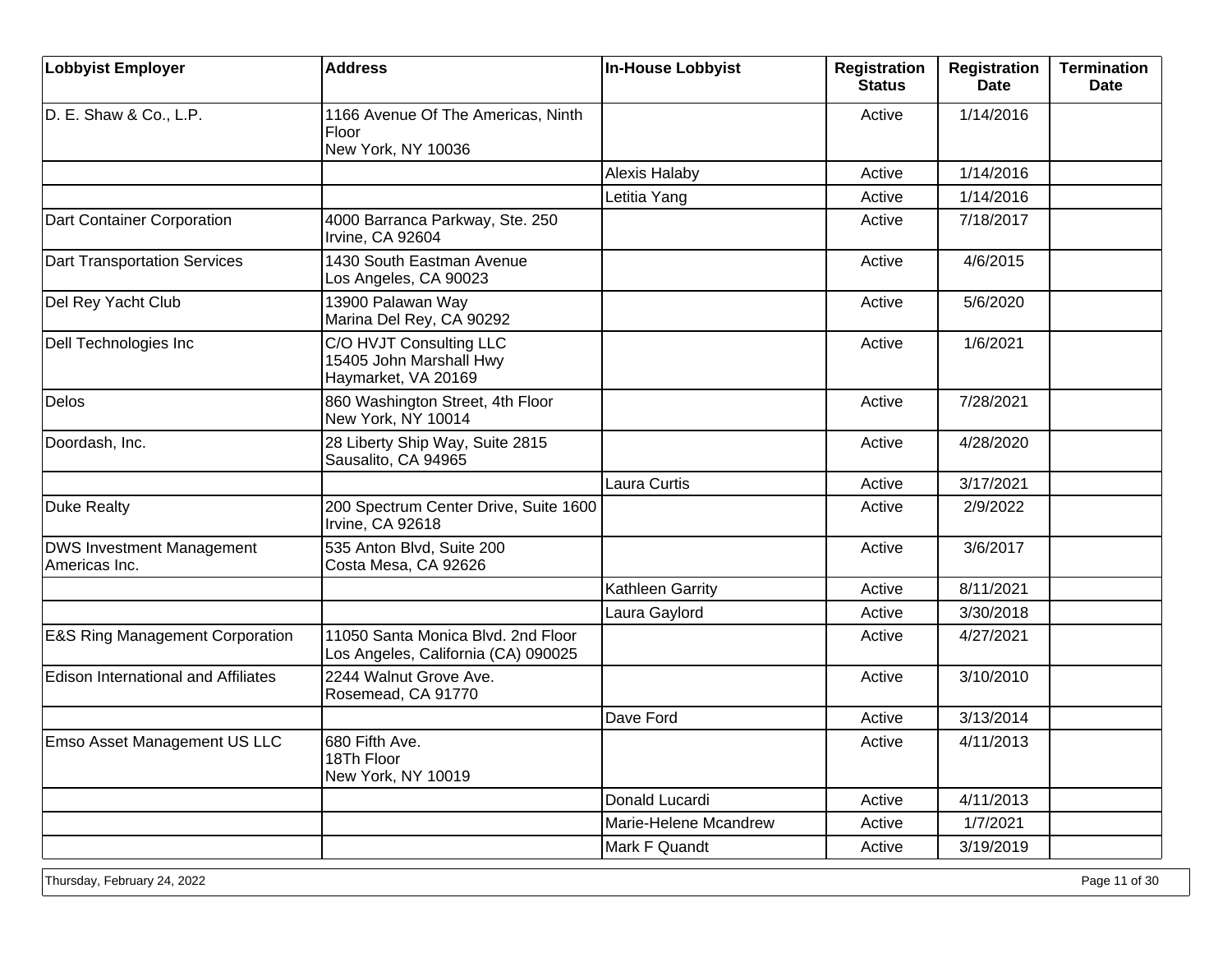| Lobbyist Employer | Address | In-House Lobbyist | Registration Status | Registration Date | Termination Date |
|---|---|---|---|---|---|
| D. E. Shaw & Co., L.P. | 1166 Avenue Of The Americas, Ninth Floor<br>New York, NY 10036 | | Active | 1/14/2016 | |
| | | Alexis Halaby | Active | 1/14/2016 | |
| | | Letitia Yang | Active | 1/14/2016 | |
| Dart Container Corporation | 4000 Barranca Parkway, Ste. 250<br>Irvine, CA 92604 | | Active | 7/18/2017 | |
| Dart Transportation Services | 1430 South Eastman Avenue<br>Los Angeles, CA 90023 | | Active | 4/6/2015 | |
| Del Rey Yacht Club | 13900 Palawan Way<br>Marina Del Rey, CA 90292 | | Active | 5/6/2020 | |
| Dell Technologies Inc | C/O HVJT Consulting LLC<br>15405 John Marshall Hwy<br>Haymarket, VA 20169 | | Active | 1/6/2021 | |
| Delos | 860 Washington Street, 4th Floor<br>New York, NY 10014 | | Active | 7/28/2021 | |
| Doordash, Inc. | 28 Liberty Ship Way, Suite 2815<br>Sausalito, CA 94965 | | Active | 4/28/2020 | |
| | | Laura Curtis | Active | 3/17/2021 | |
| Duke Realty | 200 Spectrum Center Drive, Suite 1600<br>Irvine, CA 92618 | | Active | 2/9/2022 | |
| DWS Investment Management Americas Inc. | 535 Anton Blvd, Suite 200<br>Costa Mesa, CA 92626 | | Active | 3/6/2017 | |
| | | Kathleen Garrity | Active | 8/11/2021 | |
| | | Laura Gaylord | Active | 3/30/2018 | |
| E&S Ring Management Corporation | 11050 Santa Monica Blvd. 2nd Floor<br>Los Angeles, California (CA) 090025 | | Active | 4/27/2021 | |
| Edison International and Affiliates | 2244 Walnut Grove Ave.<br>Rosemead, CA 91770 | | Active | 3/10/2010 | |
| | | Dave Ford | Active | 3/13/2014 | |
| Emso Asset Management US LLC | 680 Fifth Ave.<br>18Th Floor<br>New York, NY 10019 | | Active | 4/11/2013 | |
| | | Donald Lucardi | Active | 4/11/2013 | |
| | | Marie-Helene Mcandrew | Active | 1/7/2021 | |
| | | Mark F Quandt | Active | 3/19/2019 | |

Thursday, February 24, 2022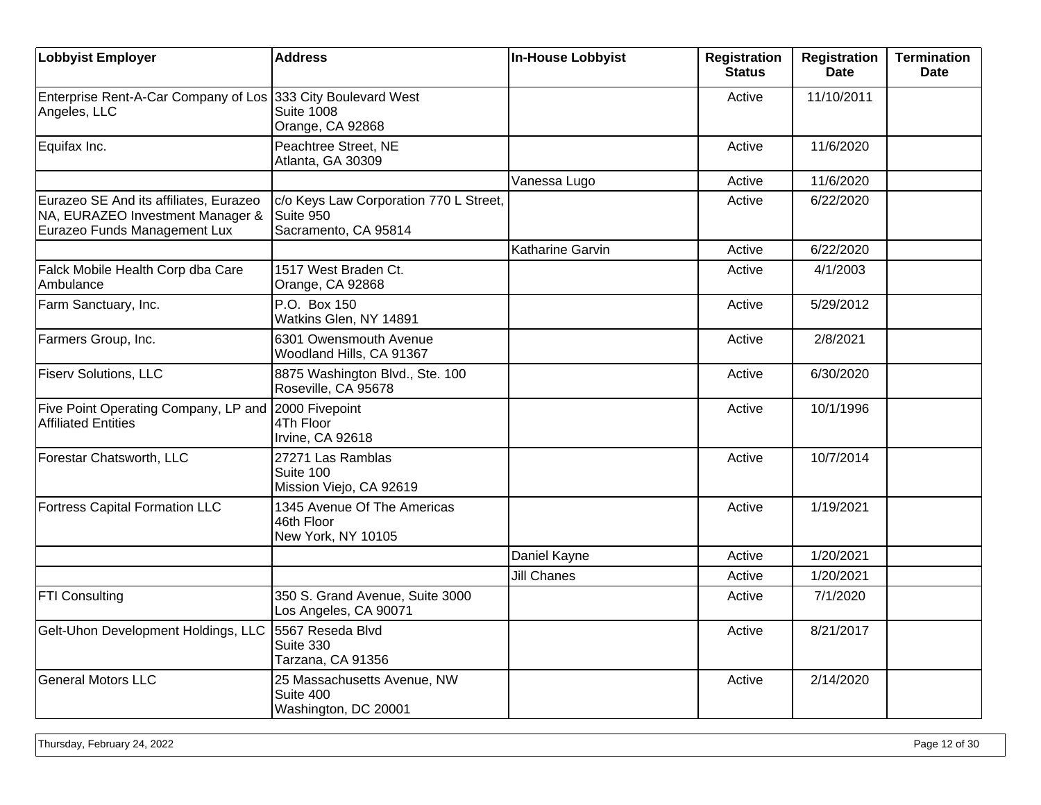| Lobbyist Employer | Address | In-House Lobbyist | Registration Status | Registration Date | Termination Date |
|---|---|---|---|---|---|
| Enterprise Rent-A-Car Company of Los Angeles, LLC | 333 City Boulevard West<br>Suite 1008<br>Orange, CA 92868 | | Active | 11/10/2011 | |
| Equifax Inc. | Peachtree Street, NE<br>Atlanta, GA 30309 | | Active | 11/6/2020 | |
| | | Vanessa Lugo | Active | 11/6/2020 | |
| Eurazeo SE And its affiliates, Eurazeo NA, EURAZEO Investment Manager & Eurazeo Funds Management Lux | c/o Keys Law Corporation 770 L Street, Suite 950<br>Sacramento, CA 95814 | | Active | 6/22/2020 | |
| | | Katharine Garvin | Active | 6/22/2020 | |
| Falck Mobile Health Corp dba Care Ambulance | 1517 West Braden Ct.<br>Orange, CA 92868 | | Active | 4/1/2003 | |
| Farm Sanctuary, Inc. | P.O. Box 150<br>Watkins Glen, NY 14891 | | Active | 5/29/2012 | |
| Farmers Group, Inc. | 6301 Owensmouth Avenue<br>Woodland Hills, CA 91367 | | Active | 2/8/2021 | |
| Fiserv Solutions, LLC | 8875 Washington Blvd., Ste. 100<br>Roseville, CA 95678 | | Active | 6/30/2020 | |
| Five Point Operating Company, LP and Affiliated Entities | 2000 Fivepoint<br>4Th Floor<br>Irvine, CA 92618 | | Active | 10/1/1996 | |
| Forestar Chatsworth, LLC | 27271 Las Ramblas<br>Suite 100<br>Mission Viejo, CA 92619 | | Active | 10/7/2014 | |
| Fortress Capital Formation LLC | 1345 Avenue Of The Americas<br>46th Floor<br>New York, NY 10105 | | Active | 1/19/2021 | |
| | | Daniel Kayne | Active | 1/20/2021 | |
| | | Jill Chanes | Active | 1/20/2021 | |
| FTI Consulting | 350 S. Grand Avenue, Suite 3000<br>Los Angeles, CA 90071 | | Active | 7/1/2020 | |
| Gelt-Uhon Development Holdings, LLC | 5567 Reseda Blvd<br>Suite 330<br>Tarzana, CA 91356 | | Active | 8/21/2017 | |
| General Motors LLC | 25 Massachusetts Avenue, NW<br>Suite 400<br>Washington, DC 20001 | | Active | 2/14/2020 | |

Thursday, February 24, 2022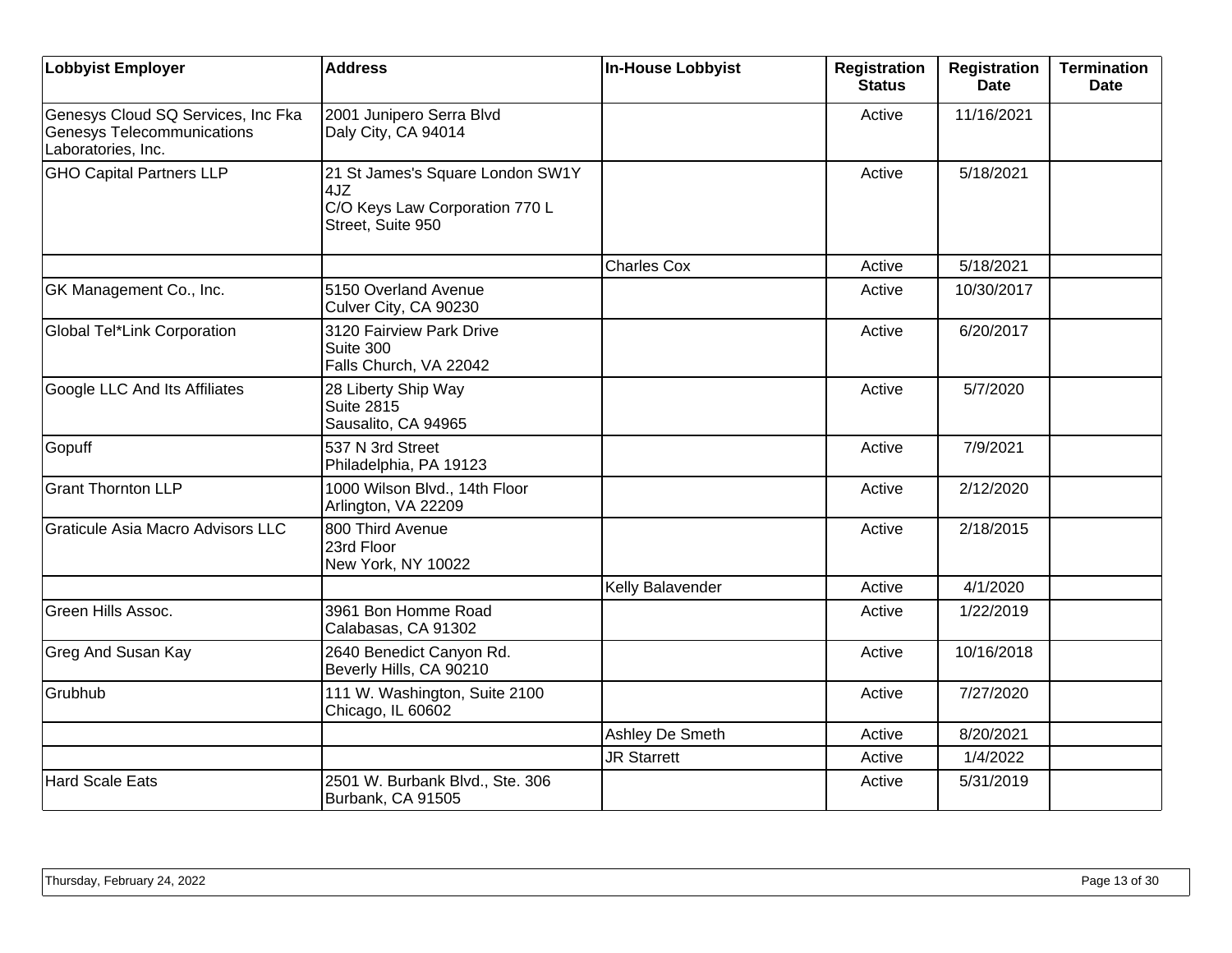| Lobbyist Employer | Address | In-House Lobbyist | Registration Status | Registration Date | Termination Date |
|---|---|---|---|---|---|
| Genesys Cloud SQ Services, Inc Fka Genesys Telecommunications Laboratories, Inc. | 2001 Junipero Serra Blvd<br>Daly City, CA 94014 | | Active | 11/16/2021 | |
| GHO Capital Partners LLP | 21 St James's Square London SW1Y 4JZ<br>C/O Keys Law Corporation 770 L Street, Suite 950 | | Active | 5/18/2021 | |
| | | Charles Cox | Active | 5/18/2021 | |
| GK Management Co., Inc. | 5150 Overland Avenue<br>Culver City, CA 90230 | | Active | 10/30/2017 | |
| Global Tel*Link Corporation | 3120 Fairview Park Drive<br>Suite 300<br>Falls Church, VA 22042 | | Active | 6/20/2017 | |
| Google LLC And Its Affiliates | 28 Liberty Ship Way<br>Suite 2815<br>Sausalito, CA 94965 | | Active | 5/7/2020 | |
| Gopuff | 537 N 3rd Street<br>Philadelphia, PA 19123 | | Active | 7/9/2021 | |
| Grant Thornton LLP | 1000 Wilson Blvd., 14th Floor<br>Arlington, VA 22209 | | Active | 2/12/2020 | |
| Graticule Asia Macro Advisors LLC | 800 Third Avenue<br>23rd Floor<br>New York, NY 10022 | | Active | 2/18/2015 | |
| | | Kelly Balavender | Active | 4/1/2020 | |
| Green Hills Assoc. | 3961 Bon Homme Road<br>Calabasas, CA 91302 | | Active | 1/22/2019 | |
| Greg And Susan Kay | 2640 Benedict Canyon Rd.<br>Beverly Hills, CA 90210 | | Active | 10/16/2018 | |
| Grubhub | 111 W. Washington, Suite 2100<br>Chicago, IL 60602 | | Active | 7/27/2020 | |
| | | Ashley De Smeth | Active | 8/20/2021 | |
| | | JR Starrett | Active | 1/4/2022 | |
| Hard Scale Eats | 2501 W. Burbank Blvd., Ste. 306<br>Burbank, CA 91505 | | Active | 5/31/2019 | |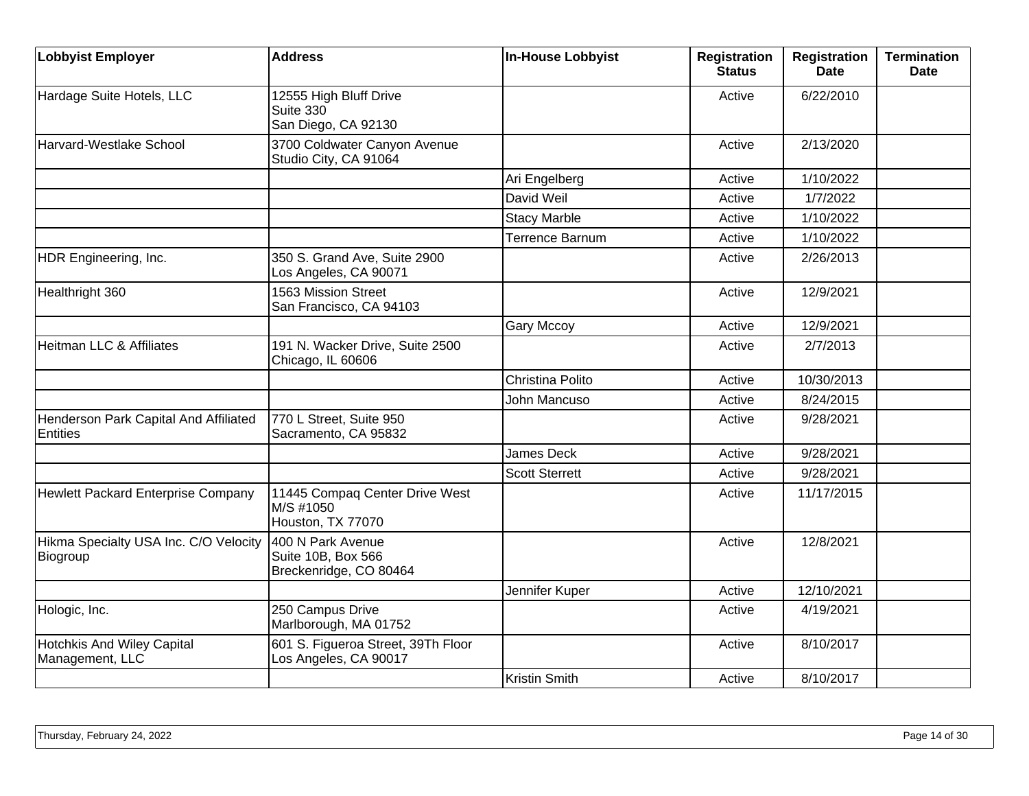| Lobbyist Employer | Address | In-House Lobbyist | Registration Status | Registration Date | Termination Date |
|---|---|---|---|---|---|
| Hardage Suite Hotels, LLC | 12555 High Bluff Drive<br>Suite 330<br>San Diego, CA 92130 | | Active | 6/22/2010 | |
| Harvard-Westlake School | 3700 Coldwater Canyon Avenue<br>Studio City, CA 91064 | | Active | 2/13/2020 | |
| | | Ari Engelberg | Active | 1/10/2022 | |
| | | David Weil | Active | 1/7/2022 | |
| | | Stacy Marble | Active | 1/10/2022 | |
| | | Terrence Barnum | Active | 1/10/2022 | |
| HDR Engineering, Inc. | 350 S. Grand Ave, Suite 2900<br>Los Angeles, CA 90071 | | Active | 2/26/2013 | |
| Healthright 360 | 1563 Mission Street<br>San Francisco, CA 94103 | | Active | 12/9/2021 | |
| | | Gary Mccoy | Active | 12/9/2021 | |
| Heitman LLC & Affiliates | 191 N. Wacker Drive, Suite 2500<br>Chicago, IL 60606 | | Active | 2/7/2013 | |
| | | Christina Polito | Active | 10/30/2013 | |
| | | John Mancuso | Active | 8/24/2015 | |
| Henderson Park Capital And Affiliated Entities | 770 L Street, Suite 950<br>Sacramento, CA 95832 | | Active | 9/28/2021 | |
| | | James Deck | Active | 9/28/2021 | |
| | | Scott Sterrett | Active | 9/28/2021 | |
| Hewlett Packard Enterprise Company | 11445 Compaq Center Drive West<br>M/S #1050<br>Houston, TX 77070 | | Active | 11/17/2015 | |
| Hikma Specialty USA Inc. C/O Velocity Biogroup | 400 N Park Avenue<br>Suite 10B, Box 566<br>Breckenridge, CO 80464 | | Active | 12/8/2021 | |
| | | Jennifer Kuper | Active | 12/10/2021 | |
| Hologic, Inc. | 250 Campus Drive<br>Marlborough, MA 01752 | | Active | 4/19/2021 | |
| Hotchkis And Wiley Capital Management, LLC | 601 S. Figueroa Street, 39Th Floor<br>Los Angeles, CA 90017 | | Active | 8/10/2017 | |
| | | Kristin Smith | Active | 8/10/2017 | |

Thursday, February 24, 2022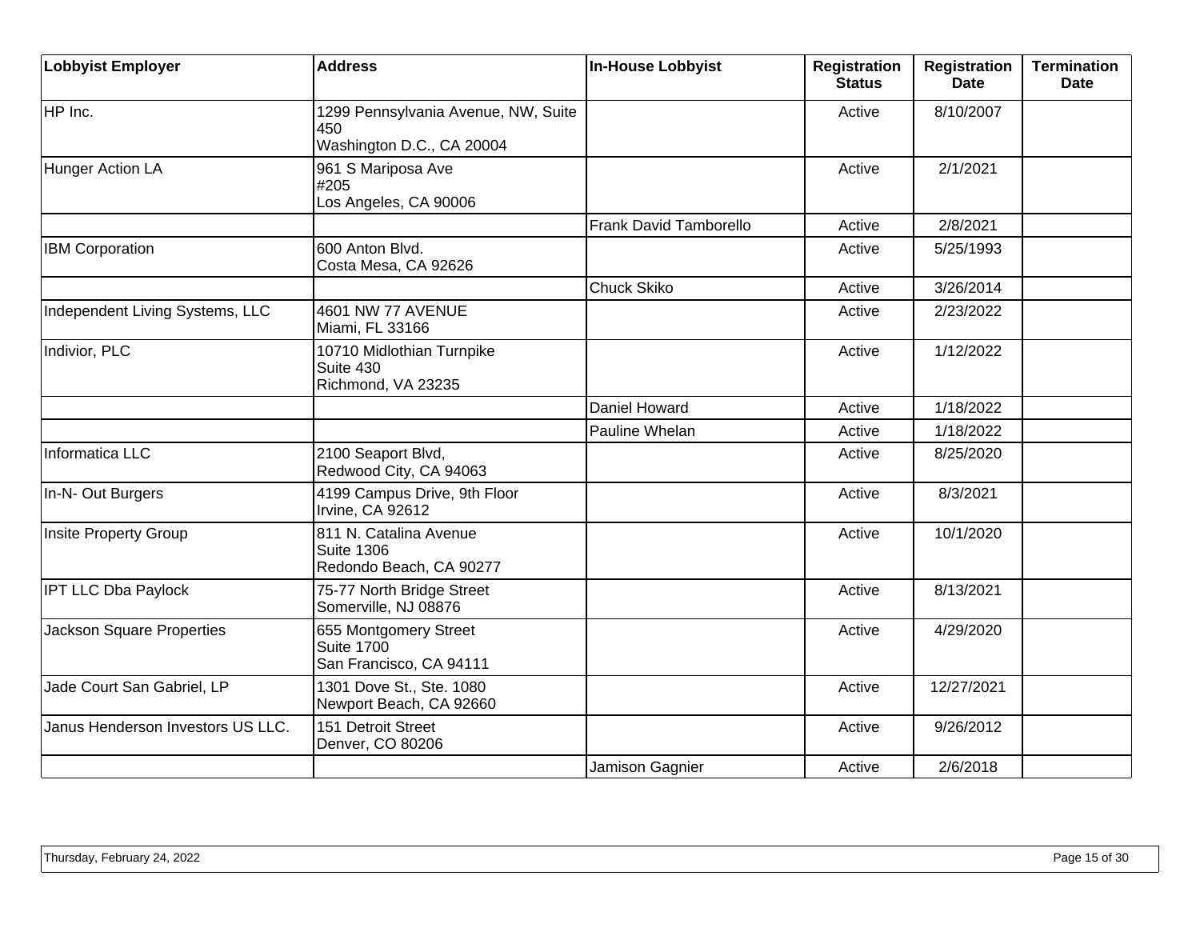| Lobbyist Employer | Address | In-House Lobbyist | Registration Status | Registration Date | Termination Date |
|---|---|---|---|---|---|
| HP Inc. | 1299 Pennsylvania Avenue, NW, Suite 450<br>Washington D.C., CA 20004 | | Active | 8/10/2007 | |
| Hunger Action LA | 961 S Mariposa Ave<br>#205<br>Los Angeles, CA 90006 | | Active | 2/1/2021 | |
| | | Frank David Tamborello | Active | 2/8/2021 | |
| IBM Corporation | 600 Anton Blvd.<br>Costa Mesa, CA 92626 | | Active | 5/25/1993 | |
| | | Chuck Skiko | Active | 3/26/2014 | |
| Independent Living Systems, LLC | 4601 NW 77 AVENUE<br>Miami, FL 33166 | | Active | 2/23/2022 | |
| Indivior, PLC | 10710 Midlothian Turnpike<br>Suite 430<br>Richmond, VA 23235 | | Active | 1/12/2022 | |
| | | Daniel Howard | Active | 1/18/2022 | |
| | | Pauline Whelan | Active | 1/18/2022 | |
| Informatica LLC | 2100 Seaport Blvd,<br>Redwood City, CA 94063 | | Active | 8/25/2020 | |
| In-N- Out Burgers | 4199 Campus Drive, 9th Floor<br>Irvine, CA 92612 | | Active | 8/3/2021 | |
| Insite Property Group | 811 N. Catalina Avenue<br>Suite 1306<br>Redondo Beach, CA 90277 | | Active | 10/1/2020 | |
| IPT LLC Dba Paylock | 75-77 North Bridge Street<br>Somerville, NJ 08876 | | Active | 8/13/2021 | |
| Jackson Square Properties | 655 Montgomery Street<br>Suite 1700<br>San Francisco, CA 94111 | | Active | 4/29/2020 | |
| Jade Court San Gabriel, LP | 1301 Dove St., Ste. 1080<br>Newport Beach, CA 92660 | | Active | 12/27/2021 | |
| Janus Henderson Investors US LLC. | 151 Detroit Street<br>Denver, CO 80206 | | Active | 9/26/2012 | |
| | | Jamison Gagnier | Active | 2/6/2018 | |

Thursday, February 24, 2022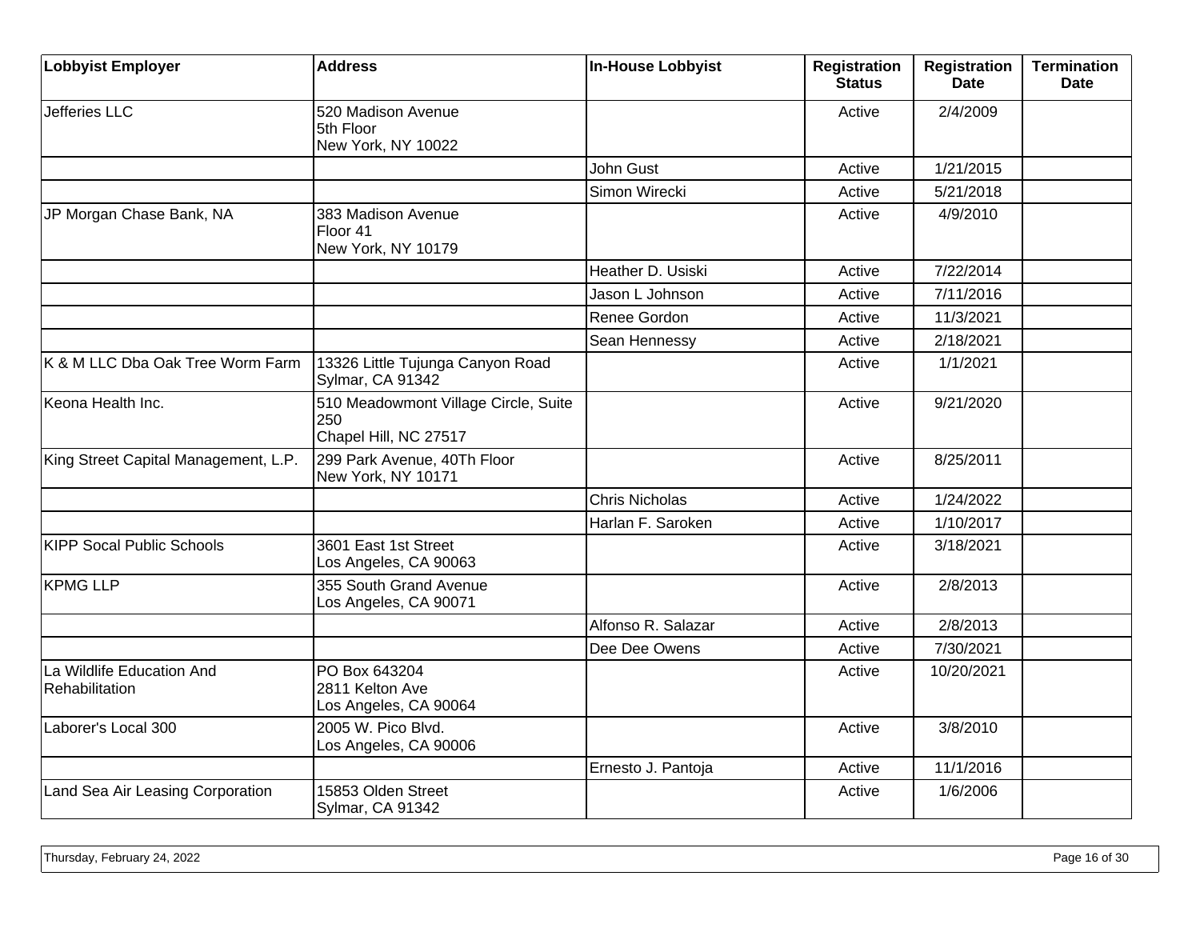| Lobbyist Employer | Address | In-House Lobbyist | Registration Status | Registration Date | Termination Date |
|---|---|---|---|---|---|
| Jefferies LLC | 520 Madison Avenue<br>5th Floor<br>New York, NY 10022 | | Active | 2/4/2009 | |
| | | John Gust | Active | 1/21/2015 | |
| | | Simon Wirecki | Active | 5/21/2018 | |
| JP Morgan Chase Bank, NA | 383 Madison Avenue<br>Floor 41<br>New York, NY 10179 | | Active | 4/9/2010 | |
| | | Heather D. Usiski | Active | 7/22/2014 | |
| | | Jason L Johnson | Active | 7/11/2016 | |
| | | Renee Gordon | Active | 11/3/2021 | |
| | | Sean Hennessy | Active | 2/18/2021 | |
| K & M LLC Dba Oak Tree Worm Farm | 13326 Little Tujunga Canyon Road<br>Sylmar, CA 91342 | | Active | 1/1/2021 | |
| Keona Health Inc. | 510 Meadowmont Village Circle, Suite 250<br>Chapel Hill, NC 27517 | | Active | 9/21/2020 | |
| King Street Capital Management, L.P. | 299 Park Avenue, 40Th Floor<br>New York, NY 10171 | | Active | 8/25/2011 | |
| | | Chris Nicholas | Active | 1/24/2022 | |
| | | Harlan F. Saroken | Active | 1/10/2017 | |
| KIPP Socal Public Schools | 3601 East 1st Street<br>Los Angeles, CA 90063 | | Active | 3/18/2021 | |
| KPMG LLP | 355 South Grand Avenue<br>Los Angeles, CA 90071 | | Active | 2/8/2013 | |
| | | Alfonso R. Salazar | Active | 2/8/2013 | |
| | | Dee Dee Owens | Active | 7/30/2021 | |
| La Wildlife Education And Rehabilitation | PO Box 643204<br>2811 Kelton Ave<br>Los Angeles, CA 90064 | | Active | 10/20/2021 | |
| Laborer's Local 300 | 2005 W. Pico Blvd.<br>Los Angeles, CA 90006 | | Active | 3/8/2010 | |
| | | Ernesto J. Pantoja | Active | 11/1/2016 | |
| Land Sea Air Leasing Corporation | 15853 Olden Street<br>Sylmar, CA 91342 | | Active | 1/6/2006 | |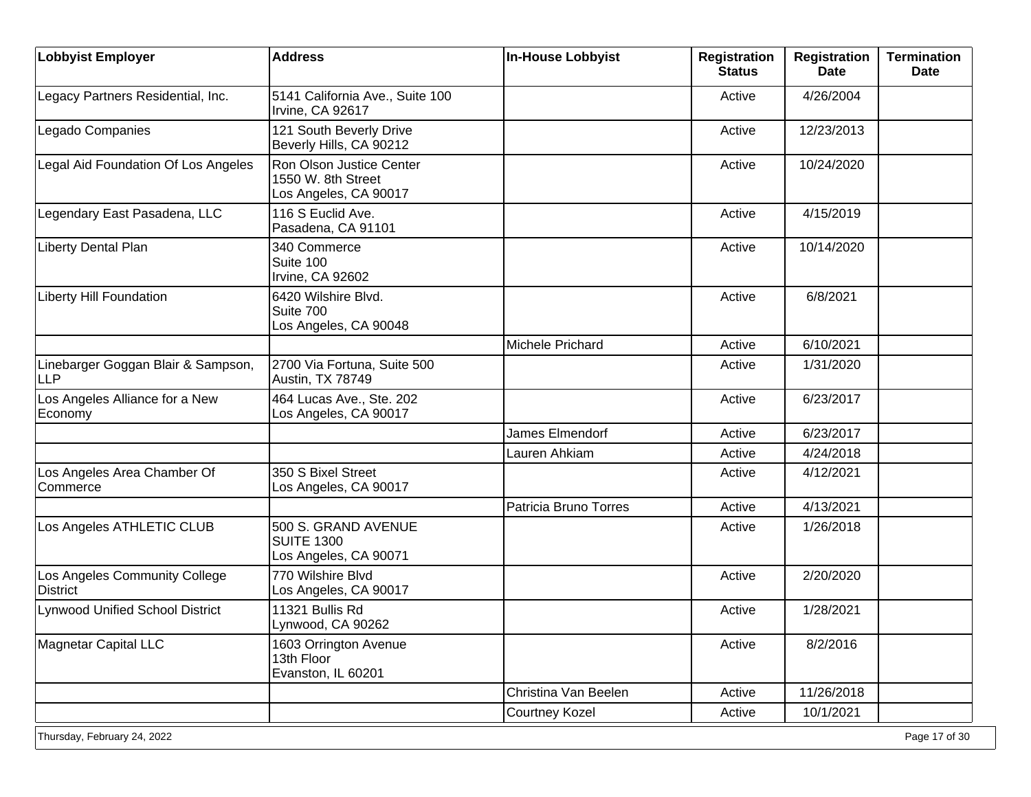| Lobbyist Employer | Address | In-House Lobbyist | Registration Status | Registration Date | Termination Date |
| --- | --- | --- | --- | --- | --- |
| Legacy Partners Residential, Inc. | 5141 California Ave., Suite 100<br>Irvine, CA 92617 | | Active | 4/26/2004 | |
| Legado Companies | 121 South Beverly Drive<br>Beverly Hills, CA 90212 | | Active | 12/23/2013 | |
| Legal Aid Foundation Of Los Angeles | Ron Olson Justice Center<br>1550 W. 8th Street<br>Los Angeles, CA 90017 | | Active | 10/24/2020 | |
| Legendary East Pasadena, LLC | 116 S Euclid Ave.<br>Pasadena, CA 91101 | | Active | 4/15/2019 | |
| Liberty Dental Plan | 340 Commerce<br>Suite 100<br>Irvine, CA 92602 | | Active | 10/14/2020 | |
| Liberty Hill Foundation | 6420 Wilshire Blvd.<br>Suite 700<br>Los Angeles, CA 90048 | | Active | 6/8/2021 | |
| | | Michele Prichard | Active | 6/10/2021 | |
| Linebarger Goggan Blair & Sampson, LLP | 2700 Via Fortuna, Suite 500<br>Austin, TX 78749 | | Active | 1/31/2020 | |
| Los Angeles Alliance for a New Economy | 464 Lucas Ave., Ste. 202<br>Los Angeles, CA 90017 | | Active | 6/23/2017 | |
| | | James Elmendorf | Active | 6/23/2017 | |
| | | Lauren Ahkiam | Active | 4/24/2018 | |
| Los Angeles Area Chamber Of Commerce | 350 S Bixel Street<br>Los Angeles, CA 90017 | | Active | 4/12/2021 | |
| | | Patricia Bruno Torres | Active | 4/13/2021 | |
| Los Angeles ATHLETIC CLUB | 500 S. GRAND AVENUE<br>SUITE 1300<br>Los Angeles, CA 90071 | | Active | 1/26/2018 | |
| Los Angeles Community College District | 770 Wilshire Blvd<br>Los Angeles, CA 90017 | | Active | 2/20/2020 | |
| Lynwood Unified School District | 11321 Bullis Rd<br>Lynwood, CA 90262 | | Active | 1/28/2021 | |
| Magnetar Capital LLC | 1603 Orrington Avenue<br>13th Floor<br>Evanston, IL 60201 | | Active | 8/2/2016 | |
| | | Christina Van Beelen | Active | 11/26/2018 | |
| | | Courtney Kozel | Active | 10/1/2021 | |

Thursday, February 24, 2022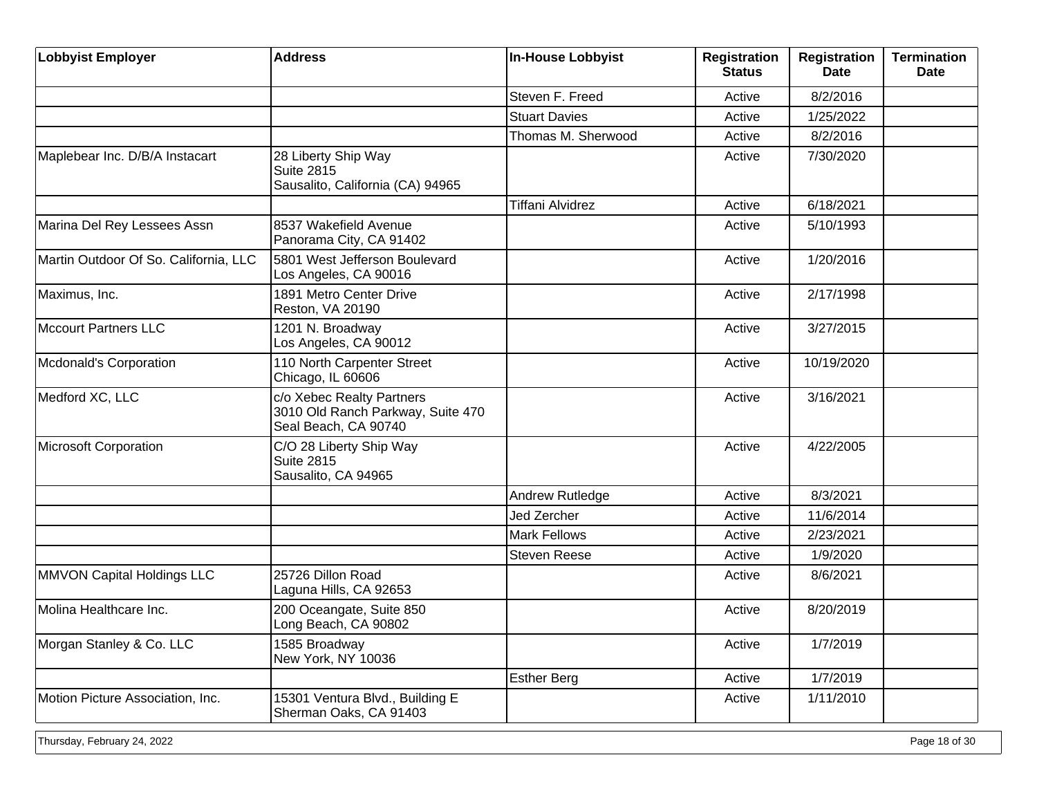| Lobbyist Employer | Address | In-House Lobbyist | Registration Status | Registration Date | Termination Date |
|---|---|---|---|---|---|
| | | Steven F. Freed | Active | 8/2/2016 | |
| | | Stuart Davies | Active | 1/25/2022 | |
| | | Thomas M. Sherwood | Active | 8/2/2016 | |
| Maplebear Inc. D/B/A Instacart | 28 Liberty Ship Way<br>Suite 2815<br>Sausalito, California (CA) 94965 | | Active | 7/30/2020 | |
| | | Tiffani Alvidrez | Active | 6/18/2021 | |
| Marina Del Rey Lessees Assn | 8537 Wakefield Avenue<br>Panorama City, CA 91402 | | Active | 5/10/1993 | |
| Martin Outdoor Of So. California, LLC | 5801 West Jefferson Boulevard<br>Los Angeles, CA 90016 | | Active | 1/20/2016 | |
| Maximus, Inc. | 1891 Metro Center Drive<br>Reston, VA 20190 | | Active | 2/17/1998 | |
| Mccourt Partners LLC | 1201 N. Broadway<br>Los Angeles, CA 90012 | | Active | 3/27/2015 | |
| Mcdonald's Corporation | 110 North Carpenter Street<br>Chicago, IL 60606 | | Active | 10/19/2020 | |
| Medford XC, LLC | c/o Xebec Realty Partners<br>3010 Old Ranch Parkway, Suite 470<br>Seal Beach, CA 90740 | | Active | 3/16/2021 | |
| Microsoft Corporation | C/O 28 Liberty Ship Way<br>Suite 2815<br>Sausalito, CA 94965 | | Active | 4/22/2005 | |
| | | Andrew Rutledge | Active | 8/3/2021 | |
| | | Jed Zercher | Active | 11/6/2014 | |
| | | Mark Fellows | Active | 2/23/2021 | |
| | | Steven Reese | Active | 1/9/2020 | |
| MMVON Capital Holdings LLC | 25726 Dillon Road<br>Laguna Hills, CA 92653 | | Active | 8/6/2021 | |
| Molina Healthcare Inc. | 200 Oceangate, Suite 850<br>Long Beach, CA 90802 | | Active | 8/20/2019 | |
| Morgan Stanley & Co. LLC | 1585 Broadway<br>New York, NY 10036 | | Active | 1/7/2019 | |
| | | Esther Berg | Active | 1/7/2019 | |
| Motion Picture Association, Inc. | 15301 Ventura Blvd., Building E<br>Sherman Oaks, CA 91403 | | Active | 1/11/2010 | |

Thursday, February 24, 2022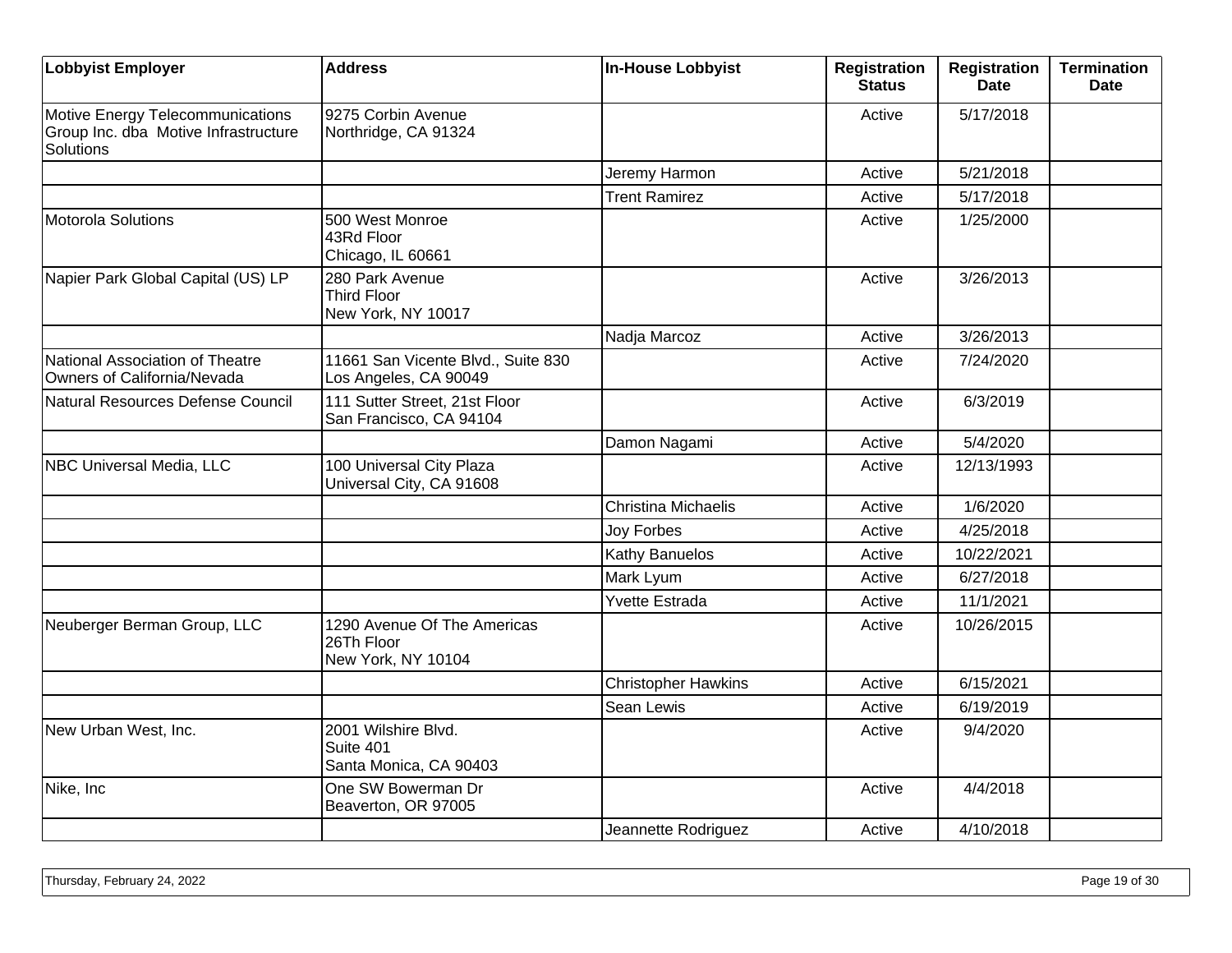| Lobbyist Employer | Address | In-House Lobbyist | Registration Status | Registration Date | Termination Date |
|---|---|---|---|---|---|
| Motive Energy Telecommunications Group Inc. dba Motive Infrastructure Solutions | 9275 Corbin Avenue<br>Northridge, CA 91324 | | Active | 5/17/2018 | |
| | | Jeremy Harmon | Active | 5/21/2018 | |
| | | Trent Ramirez | Active | 5/17/2018 | |
| Motorola Solutions | 500 West Monroe<br>43Rd Floor<br>Chicago, IL 60661 | | Active | 1/25/2000 | |
| Napier Park Global Capital (US) LP | 280 Park Avenue<br>Third Floor<br>New York, NY 10017 | | Active | 3/26/2013 | |
| | | Nadja Marcoz | Active | 3/26/2013 | |
| National Association of Theatre Owners of California/Nevada | 11661 San Vicente Blvd., Suite 830<br>Los Angeles, CA 90049 | | Active | 7/24/2020 | |
| Natural Resources Defense Council | 111 Sutter Street, 21st Floor<br>San Francisco, CA 94104 | | Active | 6/3/2019 | |
| | | Damon Nagami | Active | 5/4/2020 | |
| NBC Universal Media, LLC | 100 Universal City Plaza<br>Universal City, CA 91608 | | Active | 12/13/1993 | |
| | | Christina Michaelis | Active | 1/6/2020 | |
| | | Joy Forbes | Active | 4/25/2018 | |
| | | Kathy Banuelos | Active | 10/22/2021 | |
| | | Mark Lyum | Active | 6/27/2018 | |
| | | Yvette Estrada | Active | 11/1/2021 | |
| Neuberger Berman Group, LLC | 1290 Avenue Of The Americas<br>26Th Floor<br>New York, NY 10104 | | Active | 10/26/2015 | |
| | | Christopher Hawkins | Active | 6/15/2021 | |
| | | Sean Lewis | Active | 6/19/2019 | |
| New Urban West, Inc. | 2001 Wilshire Blvd.<br>Suite 401<br>Santa Monica, CA 90403 | | Active | 9/4/2020 | |
| Nike, Inc | One SW Bowerman Dr<br>Beaverton, OR 97005 | | Active | 4/4/2018 | |
| | | Jeannette Rodriguez | Active | 4/10/2018 | |

Thursday, February 24, 2022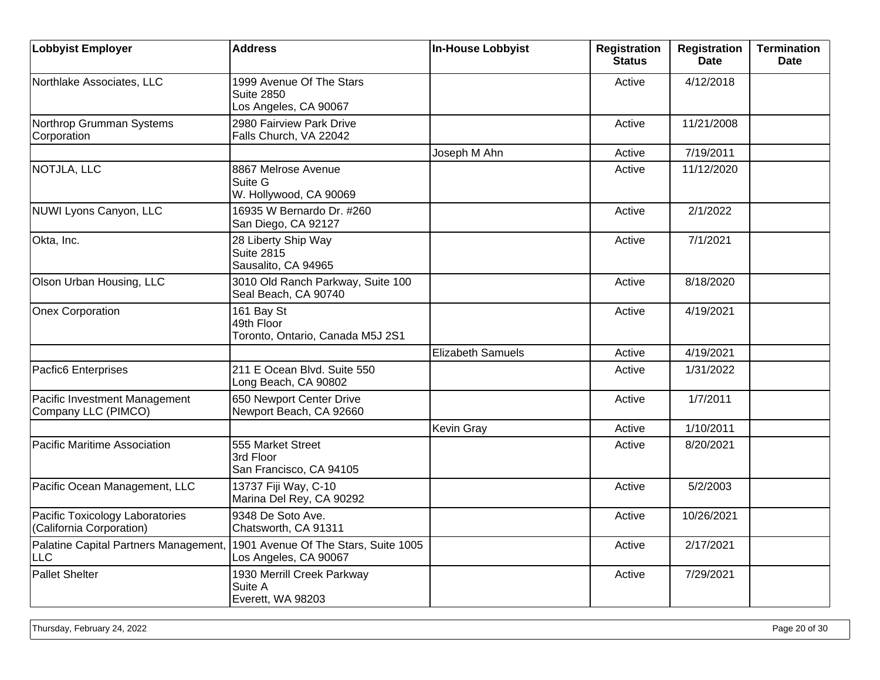| Lobbyist Employer | Address | In-House Lobbyist | Registration Status | Registration Date | Termination Date |
|---|---|---|---|---|---|
| Northlake Associates, LLC | 1999 Avenue Of The Stars<br>Suite 2850<br>Los Angeles, CA 90067 | | Active | 4/12/2018 | |
| Northrop Grumman Systems Corporation | 2980 Fairview Park Drive<br>Falls Church, VA 22042 | | Active | 11/21/2008 | |
| | | Joseph M Ahn | Active | 7/19/2011 | |
| NOTJLA, LLC | 8867 Melrose Avenue<br>Suite G<br>W. Hollywood, CA 90069 | | Active | 11/12/2020 | |
| NUWI Lyons Canyon, LLC | 16935 W Bernardo Dr. #260<br>San Diego, CA 92127 | | Active | 2/1/2022 | |
| Okta, Inc. | 28 Liberty Ship Way<br>Suite 2815<br>Sausalito, CA 94965 | | Active | 7/1/2021 | |
| Olson Urban Housing, LLC | 3010 Old Ranch Parkway, Suite 100<br>Seal Beach, CA 90740 | | Active | 8/18/2020 | |
| Onex Corporation | 161 Bay St<br>49th Floor<br>Toronto, Ontario, Canada M5J 2S1 | | Active | 4/19/2021 | |
| | | Elizabeth Samuels | Active | 4/19/2021 | |
| Pacfic6 Enterprises | 211 E Ocean Blvd. Suite 550<br>Long Beach, CA 90802 | | Active | 1/31/2022 | |
| Pacific Investment Management Company LLC (PIMCO) | 650 Newport Center Drive<br>Newport Beach, CA 92660 | | Active | 1/7/2011 | |
| | | Kevin Gray | Active | 1/10/2011 | |
| Pacific Maritime Association | 555 Market Street<br>3rd Floor<br>San Francisco, CA 94105 | | Active | 8/20/2021 | |
| Pacific Ocean Management, LLC | 13737 Fiji Way, C-10<br>Marina Del Rey, CA 90292 | | Active | 5/2/2003 | |
| Pacific Toxicology Laboratories (California Corporation) | 9348 De Soto Ave.<br>Chatsworth, CA 91311 | | Active | 10/26/2021 | |
| Palatine Capital Partners Management, LLC | 1901 Avenue Of The Stars, Suite 1005<br>Los Angeles, CA 90067 | | Active | 2/17/2021 | |
| Pallet Shelter | 1930 Merrill Creek Parkway<br>Suite A<br>Everett, WA 98203 | | Active | 7/29/2021 | |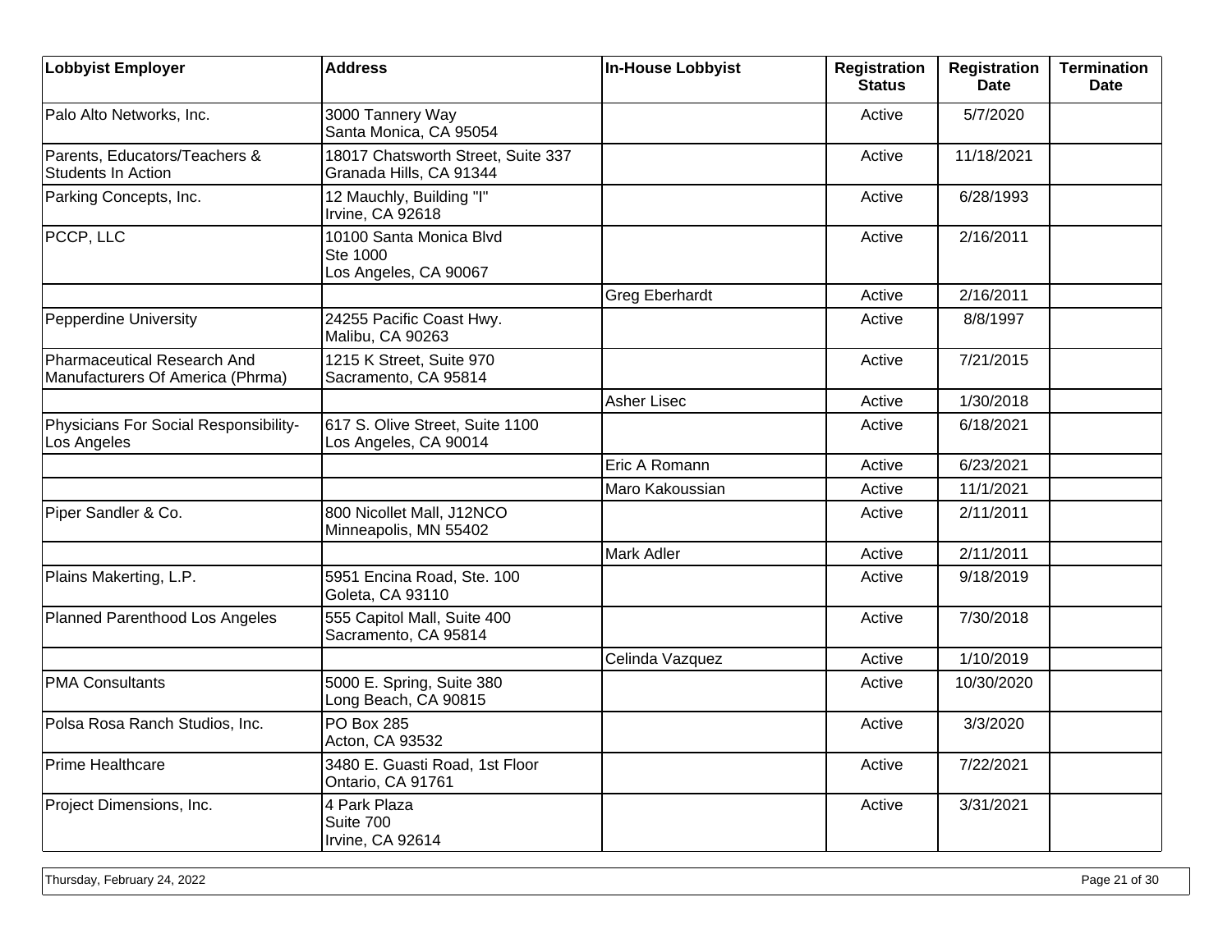| Lobbyist Employer | Address | In-House Lobbyist | Registration Status | Registration Date | Termination Date |
|---|---|---|---|---|---|
| Palo Alto Networks, Inc. | 3000 Tannery Way<br>Santa Monica, CA 95054 | | Active | 5/7/2020 | |
| Parents, Educators/Teachers & Students In Action | 18017 Chatsworth Street, Suite 337<br>Granada Hills, CA 91344 | | Active | 11/18/2021 | |
| Parking Concepts, Inc. | 12 Mauchly, Building "I"<br>Irvine, CA 92618 | | Active | 6/28/1993 | |
| PCCP, LLC | 10100 Santa Monica Blvd<br>Ste 1000<br>Los Angeles, CA 90067 | | Active | 2/16/2011 | |
| | | Greg Eberhardt | Active | 2/16/2011 | |
| Pepperdine University | 24255 Pacific Coast Hwy.<br>Malibu, CA 90263 | | Active | 8/8/1997 | |
| Pharmaceutical Research And Manufacturers Of America (Phrma) | 1215 K Street, Suite 970<br>Sacramento, CA 95814 | | Active | 7/21/2015 | |
| | | Asher Lisec | Active | 1/30/2018 | |
| Physicians For Social Responsibility-Los Angeles | 617 S. Olive Street, Suite 1100<br>Los Angeles, CA 90014 | | Active | 6/18/2021 | |
| | | Eric A Romann | Active | 6/23/2021 | |
| | | Maro Kakoussian | Active | 11/1/2021 | |
| Piper Sandler & Co. | 800 Nicollet Mall, J12NCO<br>Minneapolis, MN 55402 | | Active | 2/11/2011 | |
| | | Mark Adler | Active | 2/11/2011 | |
| Plains Makerting, L.P. | 5951 Encina Road, Ste. 100<br>Goleta, CA 93110 | | Active | 9/18/2019 | |
| Planned Parenthood Los Angeles | 555 Capitol Mall, Suite 400<br>Sacramento, CA 95814 | | Active | 7/30/2018 | |
| | | Celinda Vazquez | Active | 1/10/2019 | |
| PMA Consultants | 5000 E. Spring, Suite 380<br>Long Beach, CA 90815 | | Active | 10/30/2020 | |
| Polsa Rosa Ranch Studios, Inc. | PO Box 285<br>Acton, CA 93532 | | Active | 3/3/2020 | |
| Prime Healthcare | 3480 E. Guasti Road, 1st Floor<br>Ontario, CA 91761 | | Active | 7/22/2021 | |
| Project Dimensions, Inc. | 4 Park Plaza<br>Suite 700<br>Irvine, CA 92614 | | Active | 3/31/2021 | |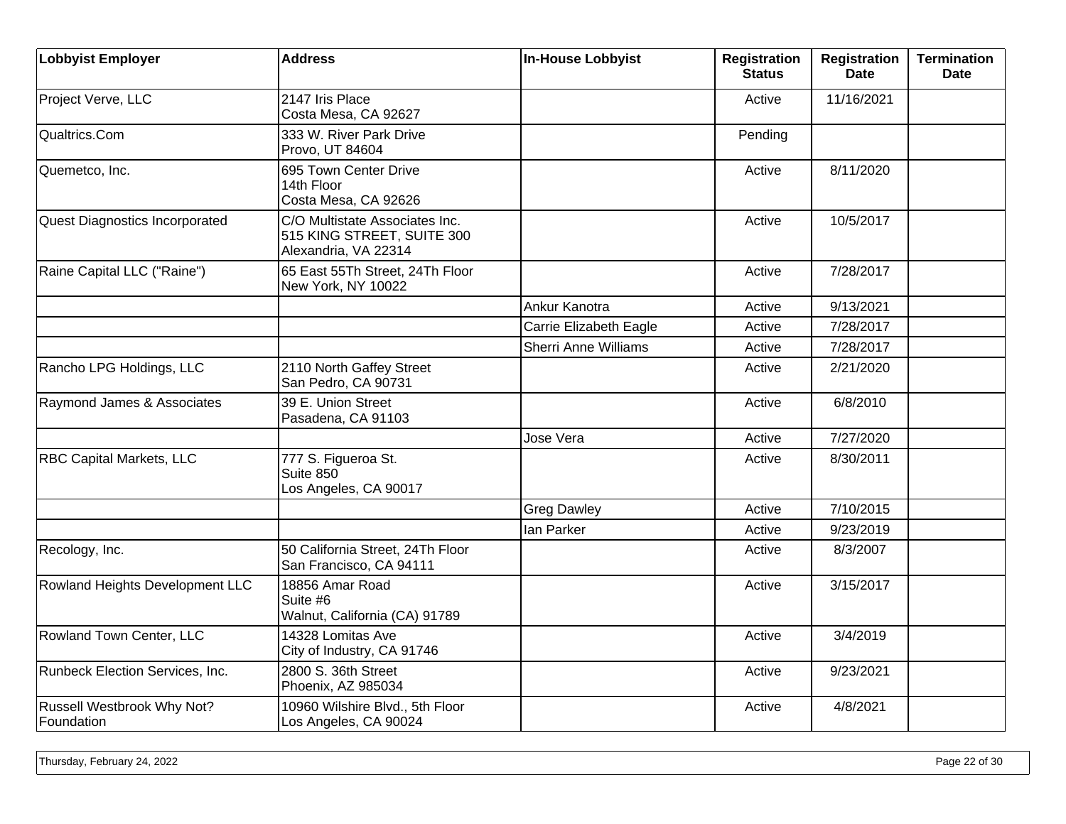| Lobbyist Employer | Address | In-House Lobbyist | Registration Status | Registration Date | Termination Date |
|---|---|---|---|---|---|
| Project Verve, LLC | 2147 Iris Place<br>Costa Mesa, CA 92627 | | Active | 11/16/2021 | |
| Qualtrics.Com | 333 W. River Park Drive<br>Provo, UT 84604 | | Pending | | |
| Quemetco, Inc. | 695 Town Center Drive<br>14th Floor<br>Costa Mesa, CA 92626 | | Active | 8/11/2020 | |
| Quest Diagnostics Incorporated | C/O Multistate Associates Inc.<br>515 KING STREET, SUITE 300<br>Alexandria, VA 22314 | | Active | 10/5/2017 | |
| Raine Capital LLC ("Raine") | 65 East 55Th Street, 24Th Floor<br>New York, NY 10022 | | Active | 7/28/2017 | |
| | | Ankur Kanotra | Active | 9/13/2021 | |
| | | Carrie Elizabeth Eagle | Active | 7/28/2017 | |
| | | Sherri Anne Williams | Active | 7/28/2017 | |
| Rancho LPG Holdings, LLC | 2110 North Gaffey Street<br>San Pedro, CA 90731 | | Active | 2/21/2020 | |
| Raymond James & Associates | 39 E. Union Street<br>Pasadena, CA 91103 | | Active | 6/8/2010 | |
| | | Jose Vera | Active | 7/27/2020 | |
| RBC Capital Markets, LLC | 777 S. Figueroa St.<br>Suite 850<br>Los Angeles, CA 90017 | | Active | 8/30/2011 | |
| | | Greg Dawley | Active | 7/10/2015 | |
| | | Ian Parker | Active | 9/23/2019 | |
| Recology, Inc. | 50 California Street, 24Th Floor<br>San Francisco, CA 94111 | | Active | 8/3/2007 | |
| Rowland Heights Development LLC | 18856 Amar Road<br>Suite #6<br>Walnut, California (CA) 91789 | | Active | 3/15/2017 | |
| Rowland Town Center, LLC | 14328 Lomitas Ave<br>City of Industry, CA 91746 | | Active | 3/4/2019 | |
| Runbeck Election Services, Inc. | 2800 S. 36th Street<br>Phoenix, AZ 985034 | | Active | 9/23/2021 | |
| Russell Westbrook Why Not? Foundation | 10960 Wilshire Blvd., 5th Floor<br>Los Angeles, CA 90024 | | Active | 4/8/2021 | |

Thursday, February 24, 2022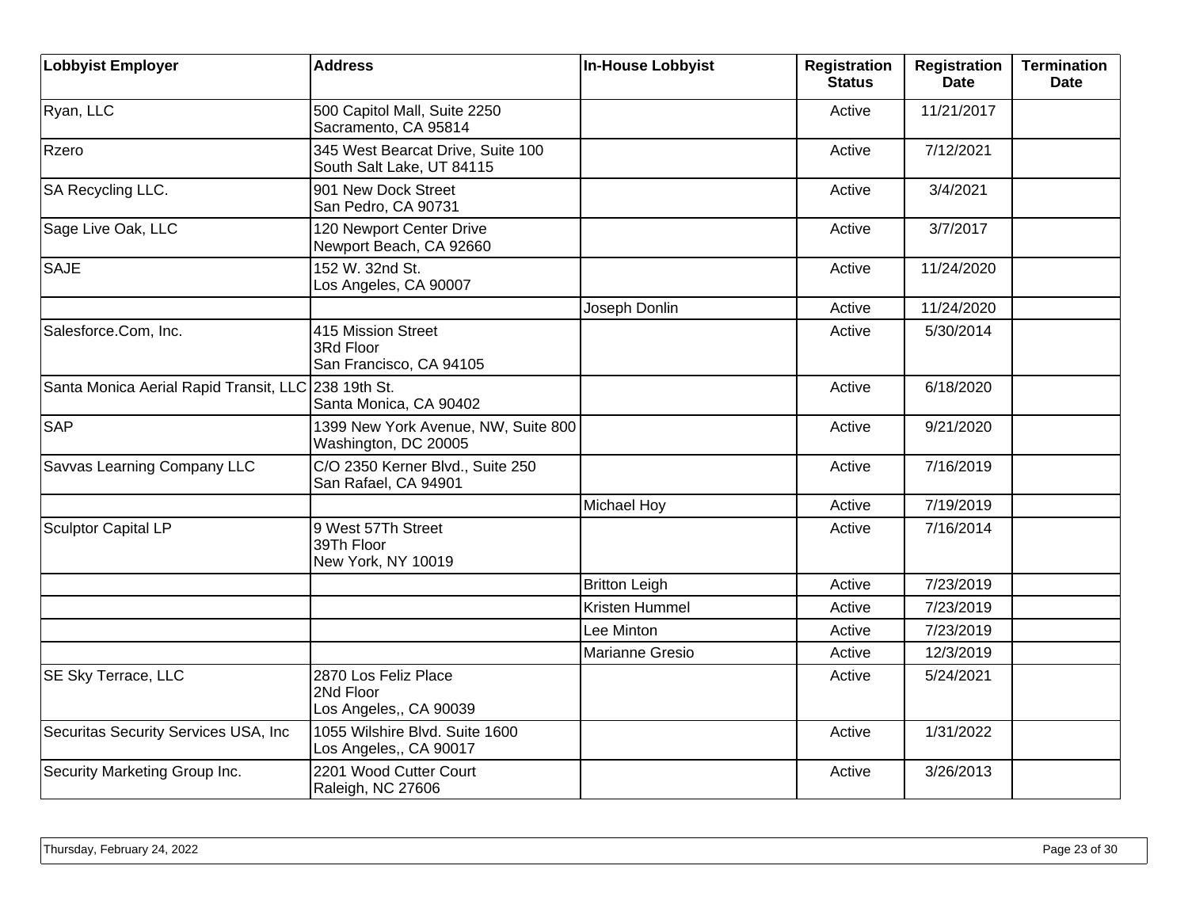| Lobbyist Employer | Address | In-House Lobbyist | Registration Status | Registration Date | Termination Date |
|---|---|---|---|---|---|
| Ryan, LLC | 500 Capitol Mall, Suite 2250<br>Sacramento, CA 95814 | | Active | 11/21/2017 | |
| Rzero | 345 West Bearcat Drive, Suite 100<br>South Salt Lake, UT 84115 | | Active | 7/12/2021 | |
| SA Recycling LLC. | 901 New Dock Street<br>San Pedro, CA 90731 | | Active | 3/4/2021 | |
| Sage Live Oak, LLC | 120 Newport Center Drive<br>Newport Beach, CA 92660 | | Active | 3/7/2017 | |
| SAJE | 152 W. 32nd St.<br>Los Angeles, CA 90007 | | Active | 11/24/2020 | |
| | | Joseph Donlin | Active | 11/24/2020 | |
| Salesforce.Com, Inc. | 415 Mission Street<br>3Rd Floor<br>San Francisco, CA 94105 | | Active | 5/30/2014 | |
| Santa Monica Aerial Rapid Transit, LLC | 238 19th St.<br>Santa Monica, CA 90402 | | Active | 6/18/2020 | |
| SAP | 1399 New York Avenue, NW, Suite 800<br>Washington, DC 20005 | | Active | 9/21/2020 | |
| Savvas Learning Company LLC | C/O 2350 Kerner Blvd., Suite 250<br>San Rafael, CA 94901 | | Active | 7/16/2019 | |
| | | Michael Hoy | Active | 7/19/2019 | |
| Sculptor Capital LP | 9 West 57Th Street<br>39Th Floor<br>New York, NY 10019 | | Active | 7/16/2014 | |
| | | Britton Leigh | Active | 7/23/2019 | |
| | | Kristen Hummel | Active | 7/23/2019 | |
| | | Lee Minton | Active | 7/23/2019 | |
| | | Marianne Gresio | Active | 12/3/2019 | |
| SE Sky Terrace, LLC | 2870 Los Feliz Place<br>2Nd Floor<br>Los Angeles,, CA 90039 | | Active | 5/24/2021 | |
| Securitas Security Services USA, Inc | 1055 Wilshire Blvd. Suite 1600<br>Los Angeles,, CA 90017 | | Active | 1/31/2022 | |
| Security Marketing Group Inc. | 2201 Wood Cutter Court<br>Raleigh, NC 27606 | | Active | 3/26/2013 | |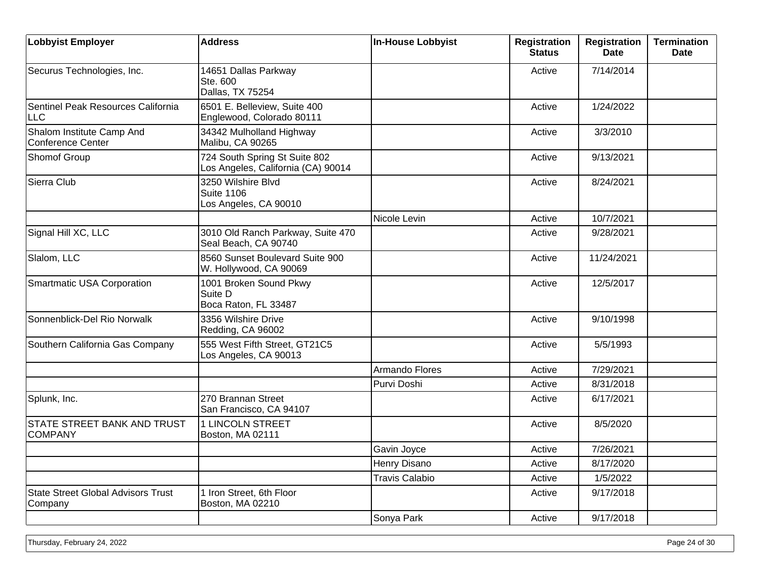| Lobbyist Employer | Address | In-House Lobbyist | Registration Status | Registration Date | Termination Date |
|---|---|---|---|---|---|
| Securus Technologies, Inc. | 14651 Dallas Parkway<br>Ste. 600<br>Dallas, TX 75254 | | Active | 7/14/2014 | |
| Sentinel Peak Resources California LLC | 6501 E. Belleview, Suite 400<br>Englewood, Colorado 80111 | | Active | 1/24/2022 | |
| Shalom Institute Camp And Conference Center | 34342 Mulholland Highway<br>Malibu, CA 90265 | | Active | 3/3/2010 | |
| Shomof Group | 724 South Spring St Suite 802<br>Los Angeles, California (CA) 90014 | | Active | 9/13/2021 | |
| Sierra Club | 3250 Wilshire Blvd<br>Suite 1106<br>Los Angeles, CA 90010 | | Active | 8/24/2021 | |
| | | Nicole Levin | Active | 10/7/2021 | |
| Signal Hill XC, LLC | 3010 Old Ranch Parkway, Suite 470<br>Seal Beach, CA 90740 | | Active | 9/28/2021 | |
| Slalom, LLC | 8560 Sunset Boulevard Suite 900<br>W. Hollywood, CA 90069 | | Active | 11/24/2021 | |
| Smartmatic USA Corporation | 1001 Broken Sound Pkwy<br>Suite D<br>Boca Raton, FL 33487 | | Active | 12/5/2017 | |
| Sonnenblick-Del Rio Norwalk | 3356 Wilshire Drive<br>Redding, CA 96002 | | Active | 9/10/1998 | |
| Southern California Gas Company | 555 West Fifth Street, GT21C5<br>Los Angeles, CA 90013 | | Active | 5/5/1993 | |
| | | Armando Flores | Active | 7/29/2021 | |
| | | Purvi Doshi | Active | 8/31/2018 | |
| Splunk, Inc. | 270 Brannan Street<br>San Francisco, CA 94107 | | Active | 6/17/2021 | |
| STATE STREET BANK AND TRUST COMPANY | 1 LINCOLN STREET<br>Boston, MA 02111 | | Active | 8/5/2020 | |
| | | Gavin Joyce | Active | 7/26/2021 | |
| | | Henry Disano | Active | 8/17/2020 | |
| | | Travis Calabio | Active | 1/5/2022 | |
| State Street Global Advisors Trust Company | 1 Iron Street, 6th Floor<br>Boston, MA 02210 | | Active | 9/17/2018 | |
| | | Sonya Park | Active | 9/17/2018 | |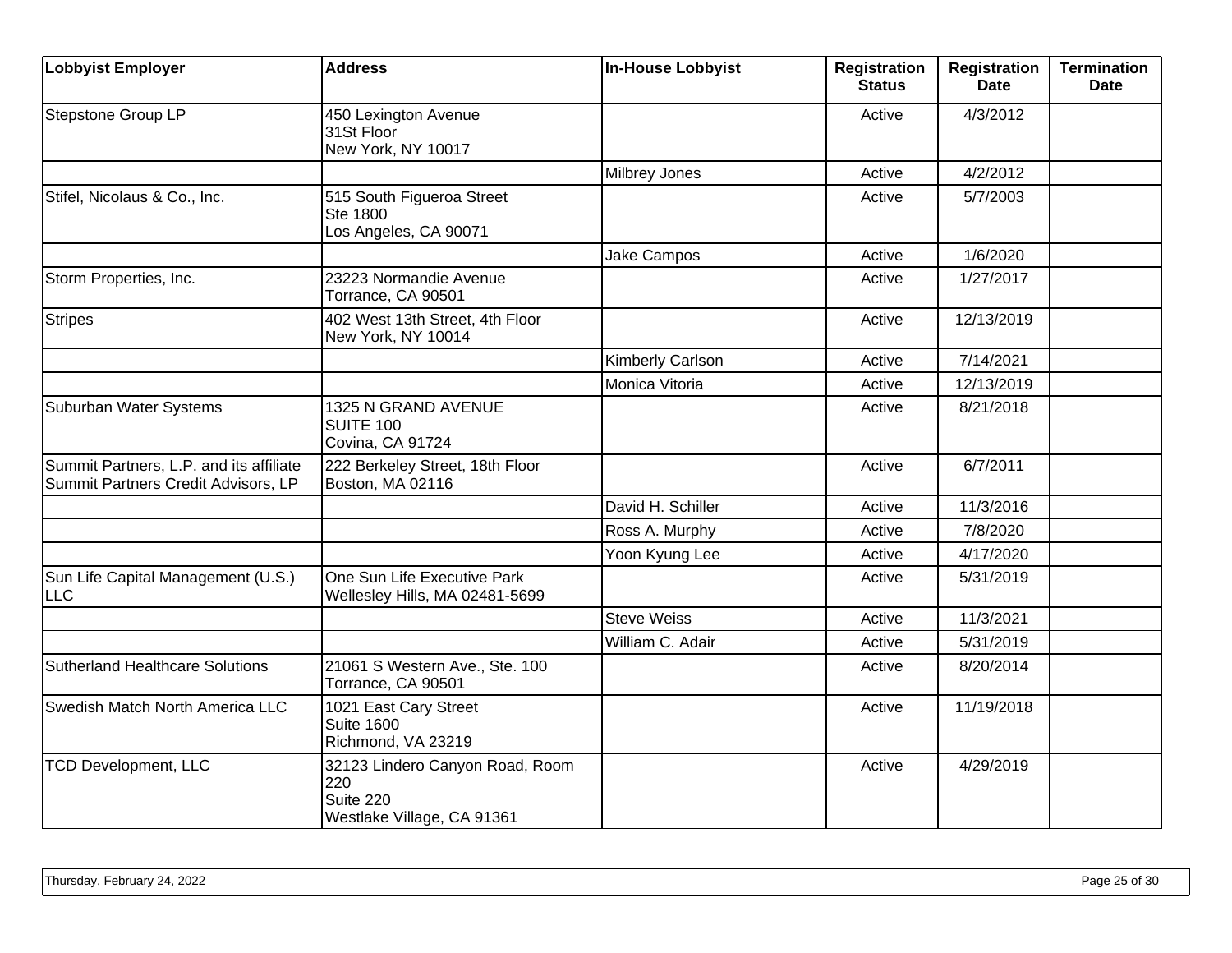| Lobbyist Employer | Address | In-House Lobbyist | Registration Status | Registration Date | Termination Date |
| --- | --- | --- | --- | --- | --- |
| Stepstone Group LP | 450 Lexington Avenue<br>31St Floor<br>New York, NY 10017 | | Active | 4/3/2012 | |
| | | Milbrey Jones | Active | 4/2/2012 | |
| Stifel, Nicolaus & Co., Inc. | 515 South Figueroa Street<br>Ste 1800<br>Los Angeles, CA 90071 | | Active | 5/7/2003 | |
| | | Jake Campos | Active | 1/6/2020 | |
| Storm Properties, Inc. | 23223 Normandie Avenue<br>Torrance, CA 90501 | | Active | 1/27/2017 | |
| Stripes | 402 West 13th Street, 4th Floor<br>New York, NY 10014 | | Active | 12/13/2019 | |
| | | Kimberly Carlson | Active | 7/14/2021 | |
| | | Monica Vitoria | Active | 12/13/2019 | |
| Suburban Water Systems | 1325 N GRAND AVENUE<br>SUITE 100<br>Covina, CA 91724 | | Active | 8/21/2018 | |
| Summit Partners, L.P. and its affiliate Summit Partners Credit Advisors, LP | 222 Berkeley Street, 18th Floor<br>Boston, MA 02116 | | Active | 6/7/2011 | |
| | | David H. Schiller | Active | 11/3/2016 | |
| | | Ross A. Murphy | Active | 7/8/2020 | |
| | | Yoon Kyung Lee | Active | 4/17/2020 | |
| Sun Life Capital Management (U.S.) LLC | One Sun Life Executive Park<br>Wellesley Hills, MA 02481-5699 | | Active | 5/31/2019 | |
| | | Steve Weiss | Active | 11/3/2021 | |
| | | William C. Adair | Active | 5/31/2019 | |
| Sutherland Healthcare Solutions | 21061 S Western Ave., Ste. 100<br>Torrance, CA 90501 | | Active | 8/20/2014 | |
| Swedish Match North America LLC | 1021 East Cary Street<br>Suite 1600<br>Richmond, VA 23219 | | Active | 11/19/2018 | |
| TCD Development, LLC | 32123 Lindero Canyon Road, Room 220<br>Suite 220<br>Westlake Village, CA 91361 | | Active | 4/29/2019 | |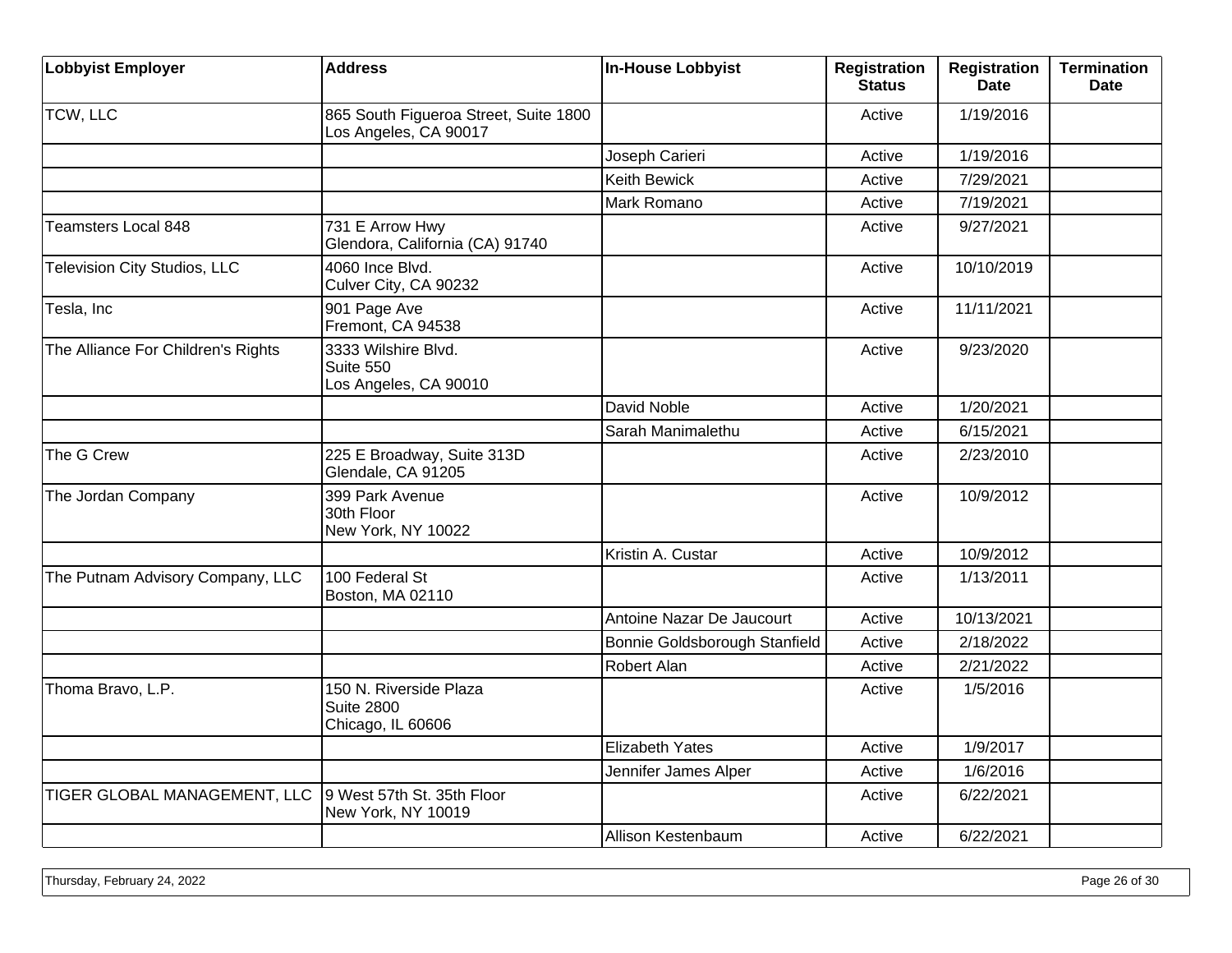| Lobbyist Employer | Address | In-House Lobbyist | Registration Status | Registration Date | Termination Date |
|---|---|---|---|---|---|
| TCW, LLC | 865 South Figueroa Street, Suite 1800<br>Los Angeles, CA 90017 | | Active | 1/19/2016 | |
| | | Joseph Carieri | Active | 1/19/2016 | |
| | | Keith Bewick | Active | 7/29/2021 | |
| | | Mark Romano | Active | 7/19/2021 | |
| Teamsters Local 848 | 731 E Arrow Hwy<br>Glendora, California (CA) 91740 | | Active | 9/27/2021 | |
| Television City Studios, LLC | 4060 Ince Blvd.<br>Culver City, CA 90232 | | Active | 10/10/2019 | |
| Tesla, Inc | 901 Page Ave<br>Fremont, CA 94538 | | Active | 11/11/2021 | |
| The Alliance For Children's Rights | 3333 Wilshire Blvd.<br>Suite 550<br>Los Angeles, CA 90010 | | Active | 9/23/2020 | |
| | | David Noble | Active | 1/20/2021 | |
| | | Sarah Manimalethu | Active | 6/15/2021 | |
| The G Crew | 225 E Broadway, Suite 313D<br>Glendale, CA 91205 | | Active | 2/23/2010 | |
| The Jordan Company | 399 Park Avenue<br>30th Floor<br>New York, NY 10022 | | Active | 10/9/2012 | |
| | | Kristin A. Custar | Active | 10/9/2012 | |
| The Putnam Advisory Company, LLC | 100 Federal St<br>Boston, MA 02110 | | Active | 1/13/2011 | |
| | | Antoine Nazar De Jaucourt | Active | 10/13/2021 | |
| | | Bonnie Goldsborough Stanfield | Active | 2/18/2022 | |
| | | Robert Alan | Active | 2/21/2022 | |
| Thoma Bravo, L.P. | 150 N. Riverside Plaza<br>Suite 2800<br>Chicago, IL 60606 | | Active | 1/5/2016 | |
| | | Elizabeth Yates | Active | 1/9/2017 | |
| | | Jennifer James Alper | Active | 1/6/2016 | |
| TIGER GLOBAL MANAGEMENT, LLC | 9 West 57th St. 35th Floor<br>New York, NY 10019 | | Active | 6/22/2021 | |
| | | Allison Kestenbaum | Active | 6/22/2021 | |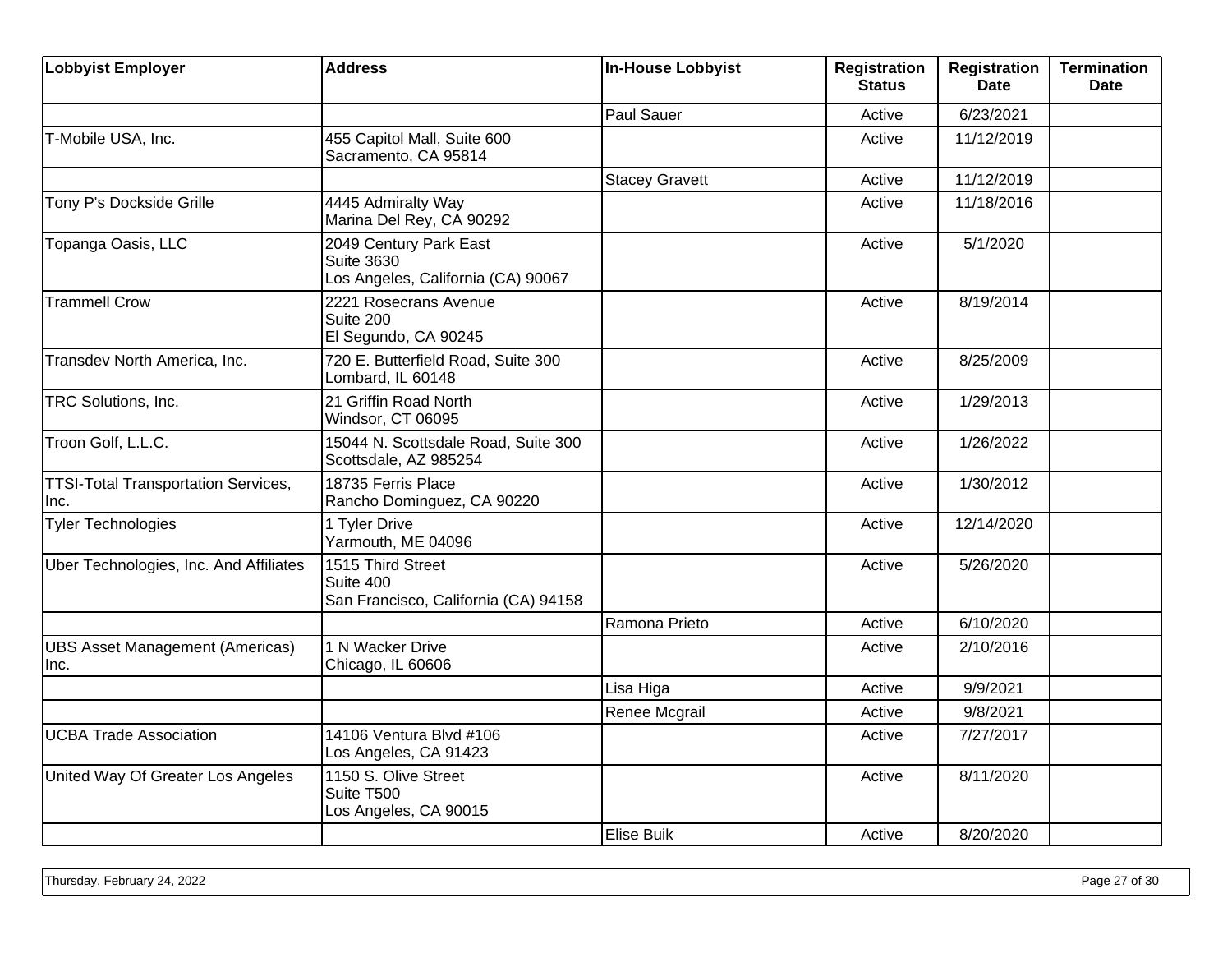| Lobbyist Employer | Address | In-House Lobbyist | Registration Status | Registration Date | Termination Date |
|---|---|---|---|---|---|
| | | Paul Sauer | Active | 6/23/2021 | |
| T-Mobile USA, Inc. | 455 Capitol Mall, Suite 600<br>Sacramento, CA 95814 | | Active | 11/12/2019 | |
| | | Stacey Gravett | Active | 11/12/2019 | |
| Tony P's Dockside Grille | 4445 Admiralty Way<br>Marina Del Rey, CA 90292 | | Active | 11/18/2016 | |
| Topanga Oasis, LLC | 2049 Century Park East<br>Suite 3630<br>Los Angeles, California (CA) 90067 | | Active | 5/1/2020 | |
| Trammell Crow | 2221 Rosecrans Avenue<br>Suite 200<br>El Segundo, CA 90245 | | Active | 8/19/2014 | |
| Transdev North America, Inc. | 720 E. Butterfield Road, Suite 300<br>Lombard, IL 60148 | | Active | 8/25/2009 | |
| TRC Solutions, Inc. | 21 Griffin Road North<br>Windsor, CT 06095 | | Active | 1/29/2013 | |
| Troon Golf, L.L.C. | 15044 N. Scottsdale Road, Suite 300<br>Scottsdale, AZ 985254 | | Active | 1/26/2022 | |
| TTSI-Total Transportation Services, Inc. | 18735 Ferris Place<br>Rancho Dominguez, CA 90220 | | Active | 1/30/2012 | |
| Tyler Technologies | 1 Tyler Drive<br>Yarmouth, ME 04096 | | Active | 12/14/2020 | |
| Uber Technologies, Inc. And Affiliates | 1515 Third Street<br>Suite 400<br>San Francisco, California (CA) 94158 | | Active | 5/26/2020 | |
| | | Ramona Prieto | Active | 6/10/2020 | |
| UBS Asset Management (Americas) Inc. | 1 N Wacker Drive<br>Chicago, IL 60606 | | Active | 2/10/2016 | |
| | | Lisa Higa | Active | 9/9/2021 | |
| | | Renee Mcgrail | Active | 9/8/2021 | |
| UCBA Trade Association | 14106 Ventura Blvd #106<br>Los Angeles, CA 91423 | | Active | 7/27/2017 | |
| United Way Of Greater Los Angeles | 1150 S. Olive Street<br>Suite T500<br>Los Angeles, CA 90015 | | Active | 8/11/2020 | |
| | | Elise Buik | Active | 8/20/2020 | |

Thursday, February 24, 2022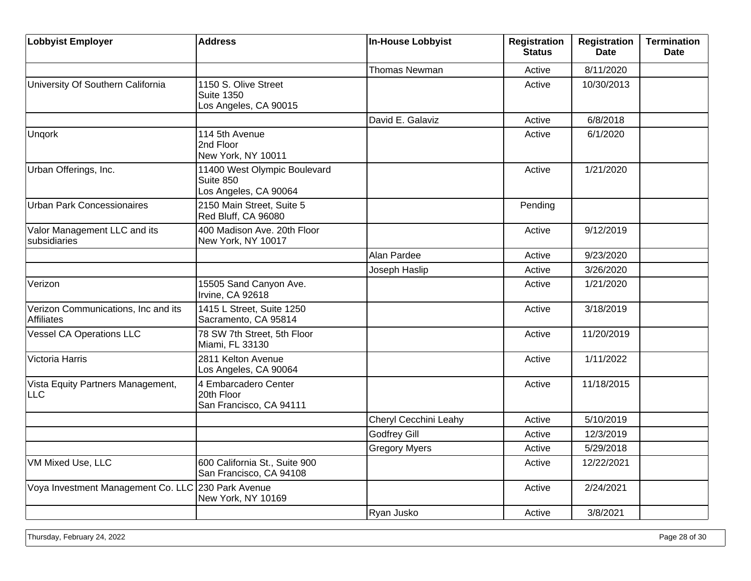| Lobbyist Employer | Address | In-House Lobbyist | Registration Status | Registration Date | Termination Date |
|---|---|---|---|---|---|
| | | Thomas Newman | Active | 8/11/2020 | |
| University Of Southern California | 1150 S. Olive Street<br>Suite 1350<br>Los Angeles, CA 90015 | | Active | 10/30/2013 | |
| | | David E. Galaviz | Active | 6/8/2018 | |
| Unqork | 114 5th Avenue<br>2nd Floor<br>New York, NY 10011 | | Active | 6/1/2020 | |
| Urban Offerings, Inc. | 11400 West Olympic Boulevard<br>Suite 850<br>Los Angeles, CA 90064 | | Active | 1/21/2020 | |
| Urban Park Concessionaires | 2150 Main Street, Suite 5<br>Red Bluff, CA 96080 | | Pending | | |
| Valor Management LLC and its subsidiaries | 400 Madison Ave. 20th Floor<br>New York, NY 10017 | | Active | 9/12/2019 | |
| | | Alan Pardee | Active | 9/23/2020 | |
| | | Joseph Haslip | Active | 3/26/2020 | |
| Verizon | 15505 Sand Canyon Ave.<br>Irvine, CA 92618 | | Active | 1/21/2020 | |
| Verizon Communications, Inc and its Affiliates | 1415 L Street, Suite 1250<br>Sacramento, CA 95814 | | Active | 3/18/2019 | |
| Vessel CA Operations LLC | 78 SW 7th Street, 5th Floor<br>Miami, FL 33130 | | Active | 11/20/2019 | |
| Victoria Harris | 2811 Kelton Avenue<br>Los Angeles, CA 90064 | | Active | 1/11/2022 | |
| Vista Equity Partners Management, LLC | 4 Embarcadero Center<br>20th Floor<br>San Francisco, CA 94111 | | Active | 11/18/2015 | |
| | | Cheryl Cecchini Leahy | Active | 5/10/2019 | |
| | | Godfrey Gill | Active | 12/3/2019 | |
| | | Gregory Myers | Active | 5/29/2018 | |
| VM Mixed Use, LLC | 600 California St., Suite 900<br>San Francisco, CA 94108 | | Active | 12/22/2021 | |
| Voya Investment Management Co. LLC | 230 Park Avenue<br>New York, NY 10169 | | Active | 2/24/2021 | |
| | | Ryan Jusko | Active | 3/8/2021 | |

Thursday, February 24, 2022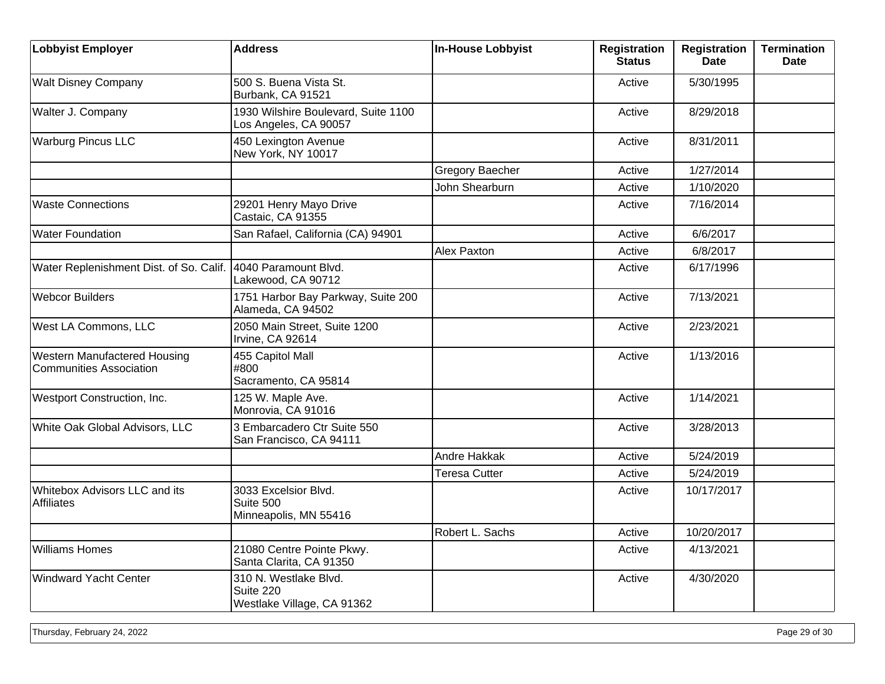| Lobbyist Employer | Address | In-House Lobbyist | Registration Status | Registration Date | Termination Date |
|---|---|---|---|---|---|
| Walt Disney Company | 500 S. Buena Vista St.<br>Burbank, CA 91521 | | Active | 5/30/1995 | |
| Walter J. Company | 1930 Wilshire Boulevard, Suite 1100<br>Los Angeles, CA 90057 | | Active | 8/29/2018 | |
| Warburg Pincus LLC | 450 Lexington Avenue<br>New York, NY 10017 | | Active | 8/31/2011 | |
| | | Gregory Baecher | Active | 1/27/2014 | |
| | | John Shearburn | Active | 1/10/2020 | |
| Waste Connections | 29201 Henry Mayo Drive<br>Castaic, CA 91355 | | Active | 7/16/2014 | |
| Water Foundation | San Rafael, California (CA) 94901 | | Active | 6/6/2017 | |
| | | Alex Paxton | Active | 6/8/2017 | |
| Water Replenishment Dist. of So. Calif. | 4040 Paramount Blvd.<br>Lakewood, CA 90712 | | Active | 6/17/1996 | |
| Webcor Builders | 1751 Harbor Bay Parkway, Suite 200<br>Alameda, CA 94502 | | Active | 7/13/2021 | |
| West LA Commons, LLC | 2050 Main Street, Suite 1200<br>Irvine, CA 92614 | | Active | 2/23/2021 | |
| Western Manufactered Housing Communities Association | 455 Capitol Mall<br>#800<br>Sacramento, CA 95814 | | Active | 1/13/2016 | |
| Westport Construction, Inc. | 125 W. Maple Ave.<br>Monrovia, CA 91016 | | Active | 1/14/2021 | |
| White Oak Global Advisors, LLC | 3 Embarcadero Ctr Suite 550<br>San Francisco, CA 94111 | | Active | 3/28/2013 | |
| | | Andre Hakkak | Active | 5/24/2019 | |
| | | Teresa Cutter | Active | 5/24/2019 | |
| Whitebox Advisors LLC and its Affiliates | 3033 Excelsior Blvd.<br>Suite 500<br>Minneapolis, MN 55416 | | Active | 10/17/2017 | |
| | | Robert L. Sachs | Active | 10/20/2017 | |
| Williams Homes | 21080 Centre Pointe Pkwy.<br>Santa Clarita, CA 91350 | | Active | 4/13/2021 | |
| Windward Yacht Center | 310 N. Westlake Blvd.<br>Suite 220<br>Westlake Village, CA 91362 | | Active | 4/30/2020 | |

Thursday, February 24, 2022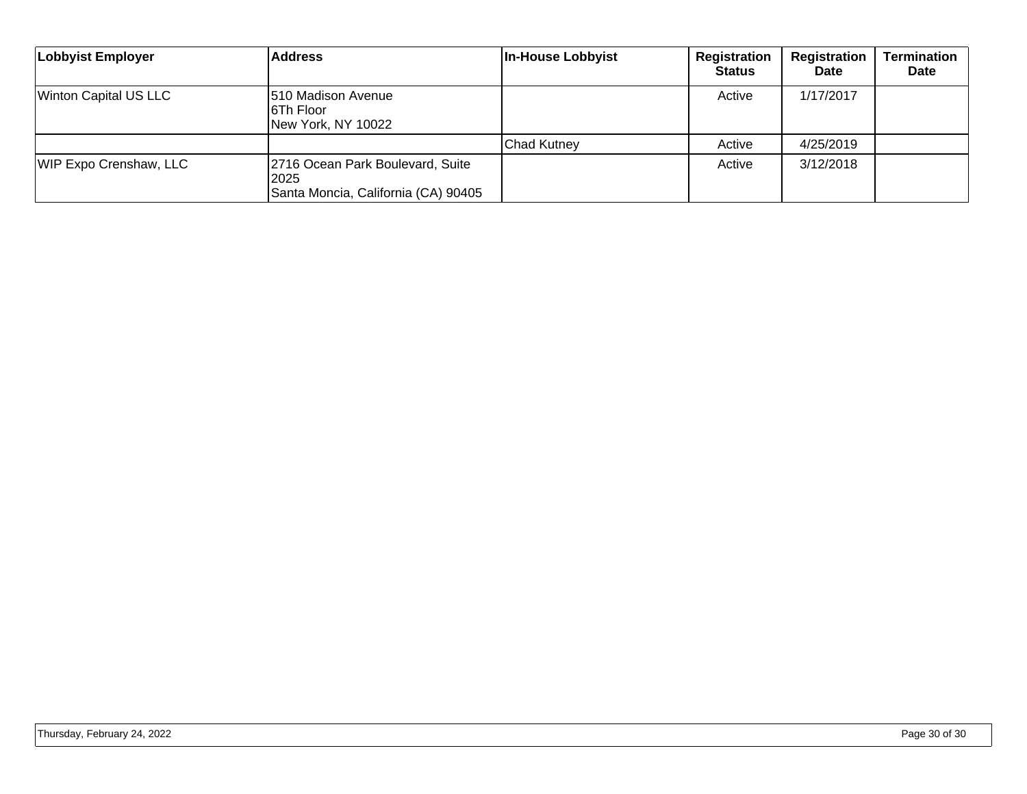| Lobbyist Employer | Address | In-House Lobbyist | Registration Status | Registration Date | Termination Date |
| --- | --- | --- | --- | --- | --- |
| Winton Capital US LLC | 510 Madison Avenue<br>6Th Floor<br>New York, NY 10022 | | Active | 1/17/2017 | |
| | | Chad Kutney | Active | 4/25/2019 | |
| WIP Expo Crenshaw, LLC | 2716 Ocean Park Boulevard, Suite 2025<br>Santa Moncia, California (CA) 90405 | | Active | 3/12/2018 | |

Thursday, February 24, 2022